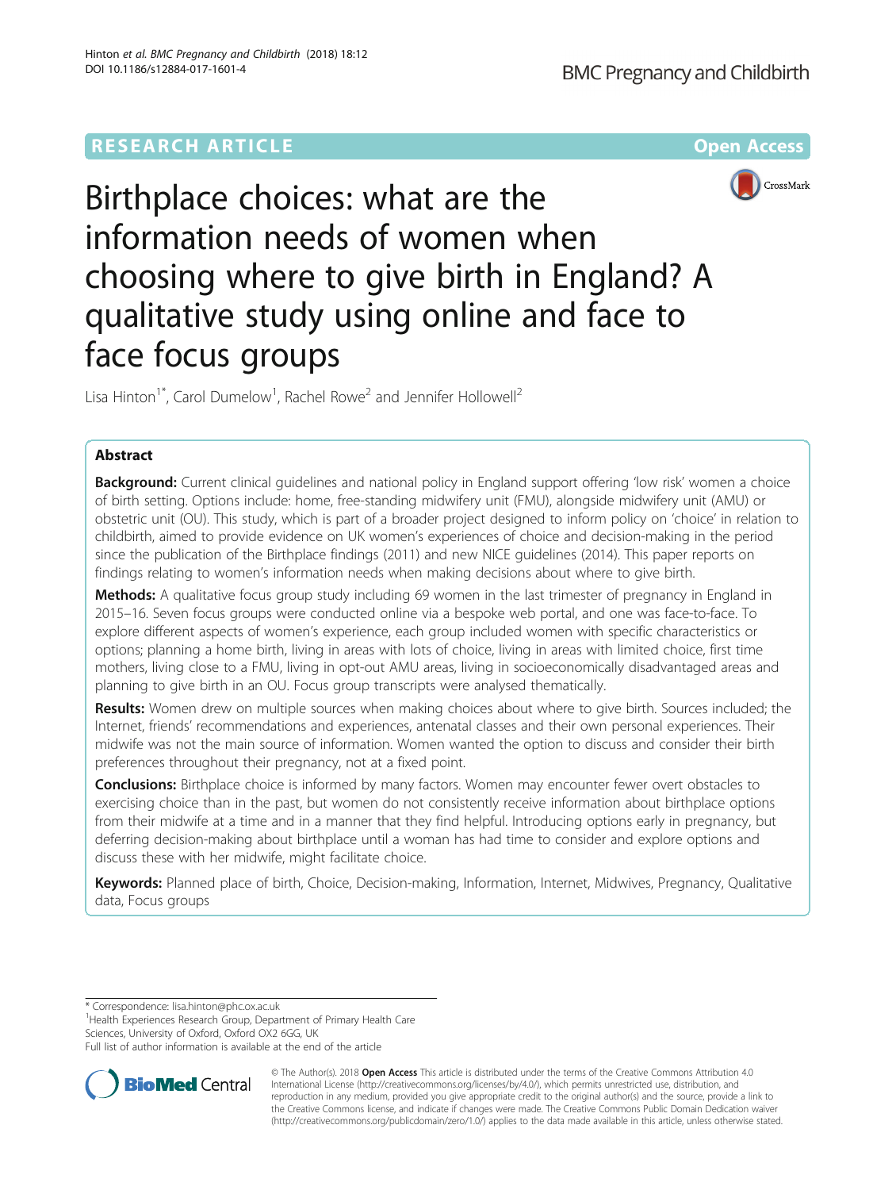RESEARCH ARTICLE

Open Access

# Birthplace choices: what are the information needs of women when choosing where to give birth in England? A qualitative study using online and face to face focus groups

Lisa Hinton[1*], Carol Dumelow[1], Rachel Rowe[2] and Jennifer Hollowell[2]

## Abstract

**Background:** Current clinical guidelines and national policy in England support offering 'low risk' women a choice of birth setting. Options include: home, free-standing midwifery unit (FMU), alongside midwifery unit (AMU) or obstetric unit (OU). This study, which is part of a broader project designed to inform policy on 'choice' in relation to childbirth, aimed to provide evidence on UK women's experiences of choice and decision-making in the period since the publication of the Birthplace findings (2011) and new NICE guidelines (2014). This paper reports on findings relating to women's information needs when making decisions about where to give birth.

**Methods:** A qualitative focus group study including 69 women in the last trimester of pregnancy in England in 2015–16. Seven focus groups were conducted online via a bespoke web portal, and one was face-to-face. To explore different aspects of women's experience, each group included women with specific characteristics or options; planning a home birth, living in areas with lots of choice, living in areas with limited choice, first time mothers, living close to a FMU, living in opt-out AMU areas, living in socioeconomically disadvantaged areas and planning to give birth in an OU. Focus group transcripts were analysed thematically.

**Results:** Women drew on multiple sources when making choices about where to give birth. Sources included; the Internet, friends' recommendations and experiences, antenatal classes and their own personal experiences. Their midwife was not the main source of information. Women wanted the option to discuss and consider their birth preferences throughout their pregnancy, not at a fixed point.

**Conclusions:** Birthplace choice is informed by many factors. Women may encounter fewer overt obstacles to exercising choice than in the past, but women do not consistently receive information about birthplace options from their midwife at a time and in a manner that they find helpful. Introducing options early in pregnancy, but deferring decision-making about birthplace until a woman has had time to consider and explore options and discuss these with her midwife, might facilitate choice.

**Keywords:** Planned place of birth, Choice, Decision-making, Information, Internet, Midwives, Pregnancy, Qualitative data, Focus groups

\* Correspondence: lisa.hinton@phc.ox.ac.uk

[1]Health Experiences Research Group, Department of Primary Health Care Sciences, University of Oxford, Oxford OX2 6GG, UK

Full list of author information is available at the end of the article

© The Author(s). 2018 **Open Access** This article is distributed under the terms of the Creative Commons Attribution 4.0 International License (http://creativecommons.org/licenses/by/4.0/), which permits unrestricted use, distribution, and reproduction in any medium, provided you give appropriate credit to the original author(s) and the source, provide a link to the Creative Commons license, and indicate if changes were made. The Creative Commons Public Domain Dedication waiver (http://creativecommons.org/publicdomain/zero/1.0/) applies to the data made available in this article, unless otherwise stated.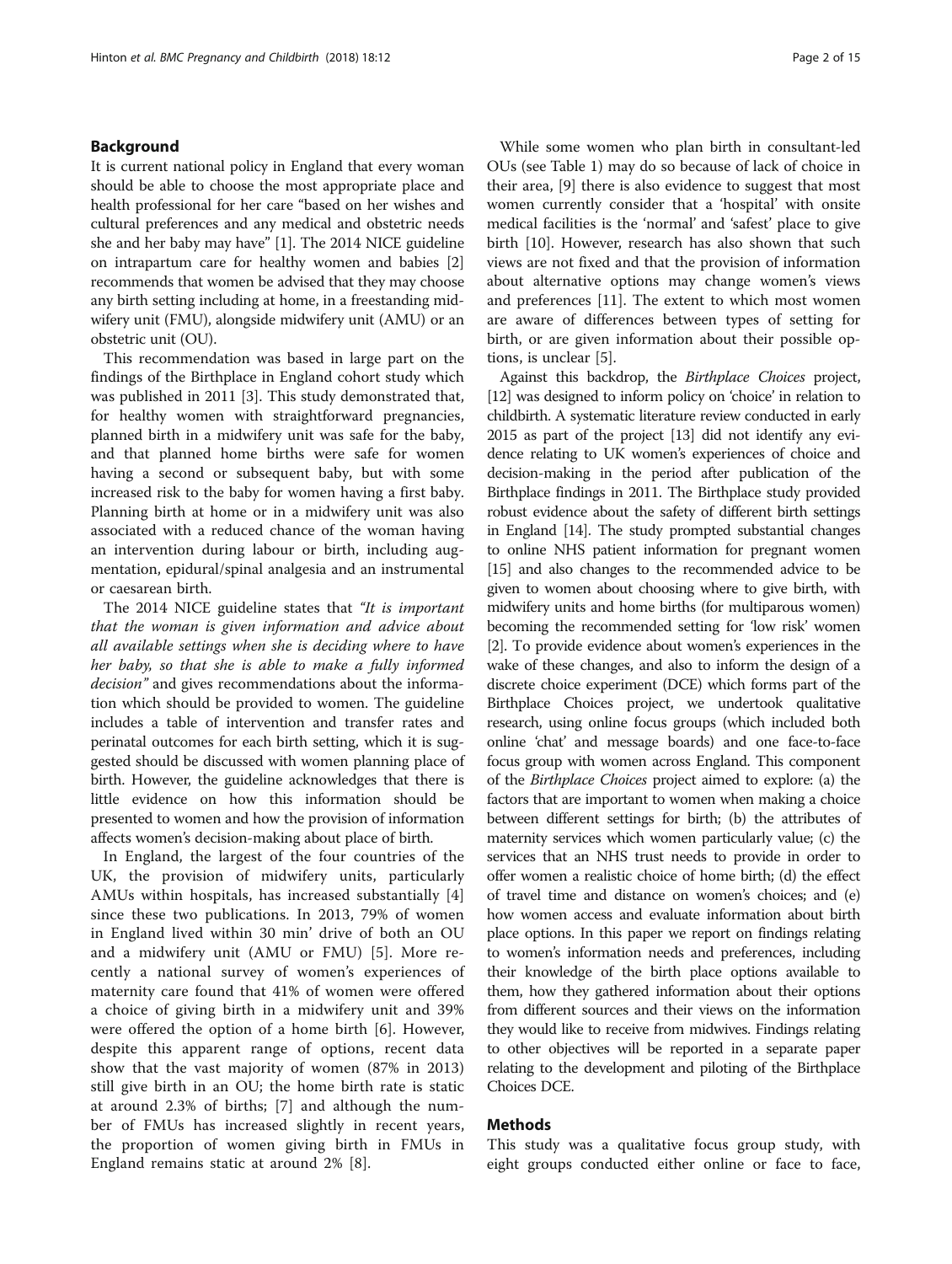## Background

It is current national policy in England that every woman should be able to choose the most appropriate place and health professional for her care "based on her wishes and cultural preferences and any medical and obstetric needs she and her baby may have" [1]. The 2014 NICE guideline on intrapartum care for healthy women and babies [2] recommends that women be advised that they may choose any birth setting including at home, in a freestanding midwifery unit (FMU), alongside midwifery unit (AMU) or an obstetric unit (OU).

This recommendation was based in large part on the findings of the Birthplace in England cohort study which was published in 2011 [3]. This study demonstrated that, for healthy women with straightforward pregnancies, planned birth in a midwifery unit was safe for the baby, and that planned home births were safe for women having a second or subsequent baby, but with some increased risk to the baby for women having a first baby. Planning birth at home or in a midwifery unit was also associated with a reduced chance of the woman having an intervention during labour or birth, including augmentation, epidural/spinal analgesia and an instrumental or caesarean birth.

The 2014 NICE guideline states that *"It is important that the woman is given information and advice about all available settings when she is deciding where to have her baby, so that she is able to make a fully informed decision"* and gives recommendations about the information which should be provided to women. The guideline includes a table of intervention and transfer rates and perinatal outcomes for each birth setting, which it is suggested should be discussed with women planning place of birth. However, the guideline acknowledges that there is little evidence on how this information should be presented to women and how the provision of information affects women's decision-making about place of birth.

In England, the largest of the four countries of the UK, the provision of midwifery units, particularly AMUs within hospitals, has increased substantially [4] since these two publications. In 2013, 79% of women in England lived within 30 min' drive of both an OU and a midwifery unit (AMU or FMU) [5]. More recently a national survey of women's experiences of maternity care found that 41% of women were offered a choice of giving birth in a midwifery unit and 39% were offered the option of a home birth [6]. However, despite this apparent range of options, recent data show that the vast majority of women (87% in 2013) still give birth in an OU; the home birth rate is static at around 2.3% of births; [7] and although the number of FMUs has increased slightly in recent years, the proportion of women giving birth in FMUs in England remains static at around 2% [8].

While some women who plan birth in consultant-led OUs (see Table 1) may do so because of lack of choice in their area, [9] there is also evidence to suggest that most women currently consider that a 'hospital' with onsite medical facilities is the 'normal' and 'safest' place to give birth [10]. However, research has also shown that such views are not fixed and that the provision of information about alternative options may change women's views and preferences [11]. The extent to which most women are aware of differences between types of setting for birth, or are given information about their possible options, is unclear [5].

Against this backdrop, the *Birthplace Choices* project, [12] was designed to inform policy on 'choice' in relation to childbirth. A systematic literature review conducted in early 2015 as part of the project [13] did not identify any evidence relating to UK women's experiences of choice and decision-making in the period after publication of the Birthplace findings in 2011. The Birthplace study provided robust evidence about the safety of different birth settings in England [14]. The study prompted substantial changes to online NHS patient information for pregnant women [15] and also changes to the recommended advice to be given to women about choosing where to give birth, with midwifery units and home births (for multiparous women) becoming the recommended setting for 'low risk' women [2]. To provide evidence about women's experiences in the wake of these changes, and also to inform the design of a discrete choice experiment (DCE) which forms part of the Birthplace Choices project, we undertook qualitative research, using online focus groups (which included both online 'chat' and message boards) and one face-to-face focus group with women across England. This component of the *Birthplace Choices* project aimed to explore: (a) the factors that are important to women when making a choice between different settings for birth; (b) the attributes of maternity services which women particularly value; (c) the services that an NHS trust needs to provide in order to offer women a realistic choice of home birth; (d) the effect of travel time and distance on women's choices; and (e) how women access and evaluate information about birth place options. In this paper we report on findings relating to women's information needs and preferences, including their knowledge of the birth place options available to them, how they gathered information about their options from different sources and their views on the information they would like to receive from midwives. Findings relating to other objectives will be reported in a separate paper relating to the development and piloting of the Birthplace Choices DCE.

## Methods

This study was a qualitative focus group study, with eight groups conducted either online or face to face,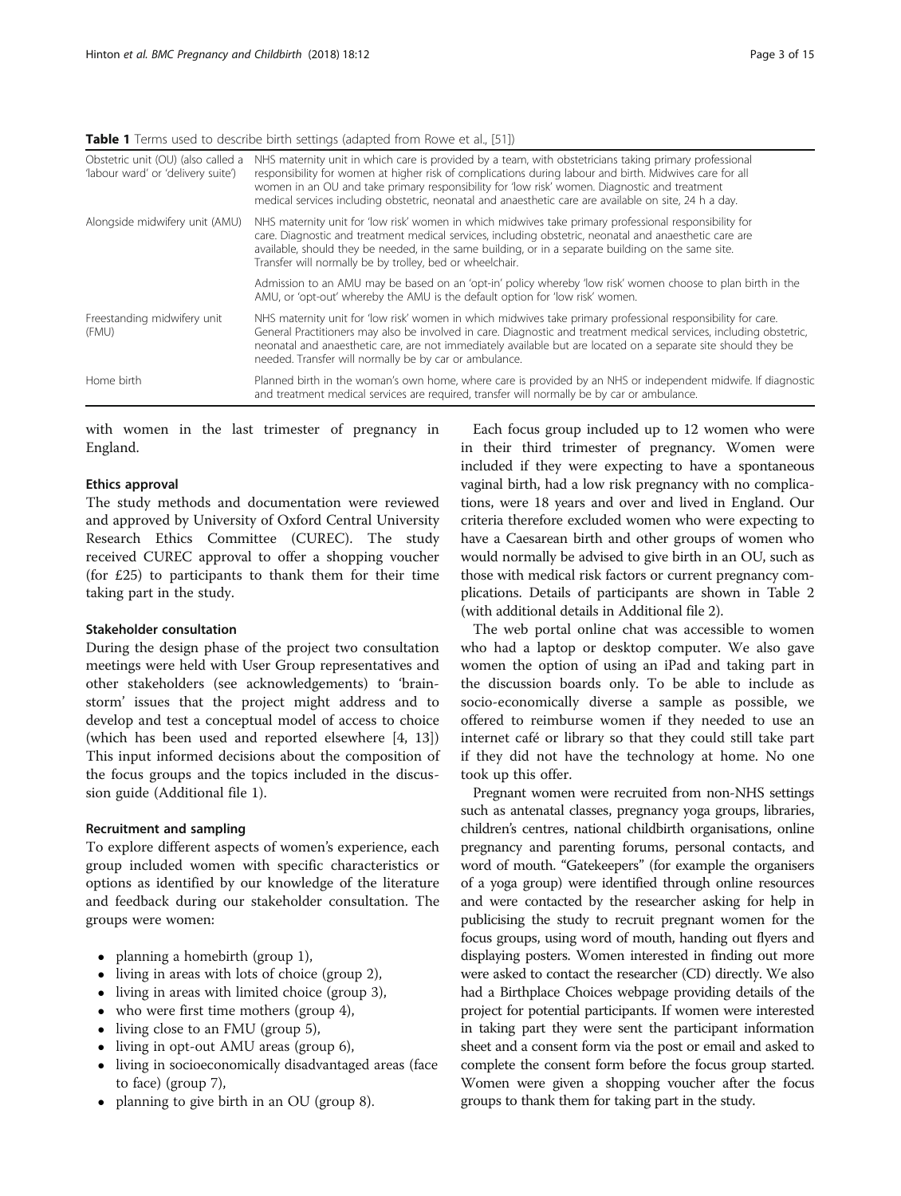**Table 1** Terms used to describe birth settings (adapted from Rowe et al., [51])

| | |
|---|---|
| Obstetric unit (OU) (also called a 'labour ward' or 'delivery suite') | NHS maternity unit in which care is provided by a team, with obstetricians taking primary professional responsibility for women at higher risk of complications during labour and birth. Midwives care for all women in an OU and take primary responsibility for 'low risk' women. Diagnostic and treatment medical services including obstetric, neonatal and anaesthetic care are available on site, 24 h a day. |
| Alongside midwifery unit (AMU) | NHS maternity unit for 'low risk' women in which midwives take primary professional responsibility for care. Diagnostic and treatment medical services, including obstetric, neonatal and anaesthetic care are available, should they be needed, in the same building, or in a separate building on the same site. Transfer will normally be by trolley, bed or wheelchair. |
| | Admission to an AMU may be based on an 'opt-in' policy whereby 'low risk' women choose to plan birth in the AMU, or 'opt-out' whereby the AMU is the default option for 'low risk' women. |
| Freestanding midwifery unit (FMU) | NHS maternity unit for 'low risk' women in which midwives take primary professional responsibility for care. General Practitioners may also be involved in care. Diagnostic and treatment medical services, including obstetric, neonatal and anaesthetic care, are not immediately available but are located on a separate site should they be needed. Transfer will normally be by car or ambulance. |
| Home birth | Planned birth in the woman's own home, where care is provided by an NHS or independent midwife. If diagnostic and treatment medical services are required, transfer will normally be by car or ambulance. |

with women in the last trimester of pregnancy in England.

### Ethics approval

The study methods and documentation were reviewed and approved by University of Oxford Central University Research Ethics Committee (CUREC). The study received CUREC approval to offer a shopping voucher (for £25) to participants to thank them for their time taking part in the study.

### Stakeholder consultation

During the design phase of the project two consultation meetings were held with User Group representatives and other stakeholders (see acknowledgements) to 'brainstorm' issues that the project might address and to develop and test a conceptual model of access to choice (which has been used and reported elsewhere [4, 13]) This input informed decisions about the composition of the focus groups and the topics included in the discussion guide (Additional file 1).

### Recruitment and sampling

To explore different aspects of women's experience, each group included women with specific characteristics or options as identified by our knowledge of the literature and feedback during our stakeholder consultation. The groups were women:

- planning a homebirth (group 1),
- living in areas with lots of choice (group 2),
- living in areas with limited choice (group 3),
- who were first time mothers (group 4),
- living close to an FMU (group 5),
- living in opt-out AMU areas (group 6),
- living in socioeconomically disadvantaged areas (face to face) (group 7),
- planning to give birth in an OU (group 8).

Each focus group included up to 12 women who were in their third trimester of pregnancy. Women were included if they were expecting to have a spontaneous vaginal birth, had a low risk pregnancy with no complications, were 18 years and over and lived in England. Our criteria therefore excluded women who were expecting to have a Caesarean birth and other groups of women who would normally be advised to give birth in an OU, such as those with medical risk factors or current pregnancy complications. Details of participants are shown in Table 2 (with additional details in Additional file 2).

The web portal online chat was accessible to women who had a laptop or desktop computer. We also gave women the option of using an iPad and taking part in the discussion boards only. To be able to include as socio-economically diverse a sample as possible, we offered to reimburse women if they needed to use an internet café or library so that they could still take part if they did not have the technology at home. No one took up this offer.

Pregnant women were recruited from non-NHS settings such as antenatal classes, pregnancy yoga groups, libraries, children's centres, national childbirth organisations, online pregnancy and parenting forums, personal contacts, and word of mouth. "Gatekeepers" (for example the organisers of a yoga group) were identified through online resources and were contacted by the researcher asking for help in publicising the study to recruit pregnant women for the focus groups, using word of mouth, handing out flyers and displaying posters. Women interested in finding out more were asked to contact the researcher (CD) directly. We also had a Birthplace Choices webpage providing details of the project for potential participants. If women were interested in taking part they were sent the participant information sheet and a consent form via the post or email and asked to complete the consent form before the focus group started. Women were given a shopping voucher after the focus groups to thank them for taking part in the study.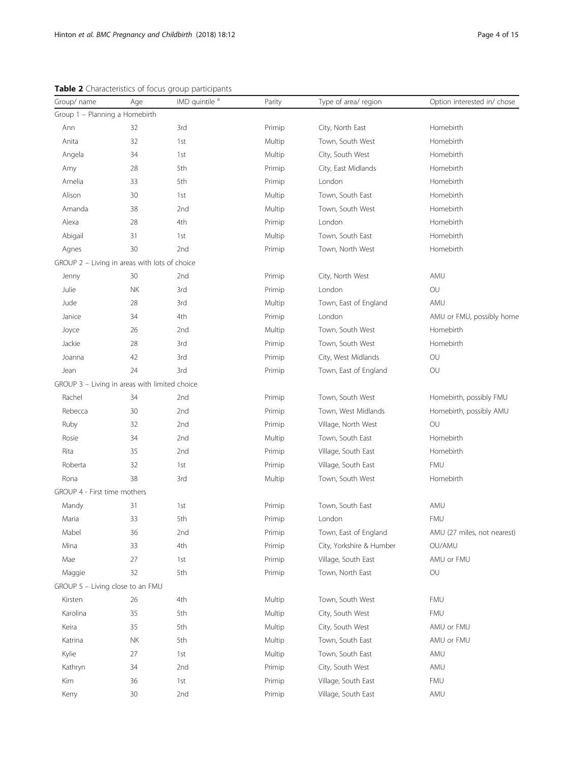**Table 2** Characteristics of focus group participants

| Group/ name | Age | IMD quintile [a] | Parity | Type of area/ region | Option interested in/ chose |
|---|---|---|---|---|---|
| Group 1 – Planning a Homebirth | | | | | |
| Ann | 32 | 3rd | Primip | City, North East | Homebirth |
| Anita | 32 | 1st | Multip | Town, South West | Homebirth |
| Angela | 34 | 1st | Multip | City, South West | Homebirth |
| Amy | 28 | 5th | Primip | City, East Midlands | Homebirth |
| Amelia | 33 | 5th | Primip | London | Homebirth |
| Alison | 30 | 1st | Multip | Town, South East | Homebirth |
| Amanda | 38 | 2nd | Multip | Town, South West | Homebirth |
| Alexa | 28 | 4th | Primip | London | Homebirth |
| Abigail | 31 | 1st | Multip | Town, South East | Homebirth |
| Agnes | 30 | 2nd | Primip | Town, North West | Homebirth |
| GROUP 2 – Living in areas with lots of choice | | | | | |
| Jenny | 30 | 2nd | Primip | City, North West | AMU |
| Julie | NK | 3rd | Primip | London | OU |
| Jude | 28 | 3rd | Multip | Town, East of England | AMU |
| Janice | 34 | 4th | Primip | London | AMU or FMU, possibly home |
| Joyce | 26 | 2nd | Multip | Town, South West | Homebirth |
| Jackie | 28 | 3rd | Primip | Town, South West | Homebirth |
| Joanna | 42 | 3rd | Primip | City, West Midlands | OU |
| Jean | 24 | 3rd | Primip | Town, East of England | OU |
| GROUP 3 – Living in areas with limited choice | | | | | |
| Rachel | 34 | 2nd | Primip | Town, South West | Homebirth, possibly FMU |
| Rebecca | 30 | 2nd | Primip | Town, West Midlands | Homebirth, possibly AMU |
| Ruby | 32 | 2nd | Primip | Village, North West | OU |
| Rosie | 34 | 2nd | Multip | Town, South East | Homebirth |
| Rita | 35 | 2nd | Primip | Village, South East | Homebirth |
| Roberta | 32 | 1st | Primip | Village, South East | FMU |
| Rona | 38 | 3rd | Multip | Town, South West | Homebirth |
| GROUP 4 - First time mothers | | | | | |
| Mandy | 31 | 1st | Primip | Town, South East | AMU |
| Maria | 33 | 5th | Primip | London | FMU |
| Mabel | 36 | 2nd | Primip | Town, East of England | AMU (27 miles, not nearest) |
| Mina | 33 | 4th | Primip | City, Yorkshire & Humber | OU/AMU |
| Mae | 27 | 1st | Primip | Village, South East | AMU or FMU |
| Maggie | 32 | 5th | Primip | Town, North East | OU |
| GROUP 5 – Living close to an FMU | | | | | |
| Kirsten | 26 | 4th | Multip | Town, South West | FMU |
| Karolina | 35 | 5th | Multip | City, South West | FMU |
| Keira | 35 | 5th | Multip | City, South West | AMU or FMU |
| Katrina | NK | 5th | Multip | Town, South East | AMU or FMU |
| Kylie | 27 | 1st | Multip | Town, South East | AMU |
| Kathryn | 34 | 2nd | Primip | City, South West | AMU |
| Kim | 36 | 1st | Primip | Village, South East | FMU |
| Kerry | 30 | 2nd | Primip | Village, South East | AMU |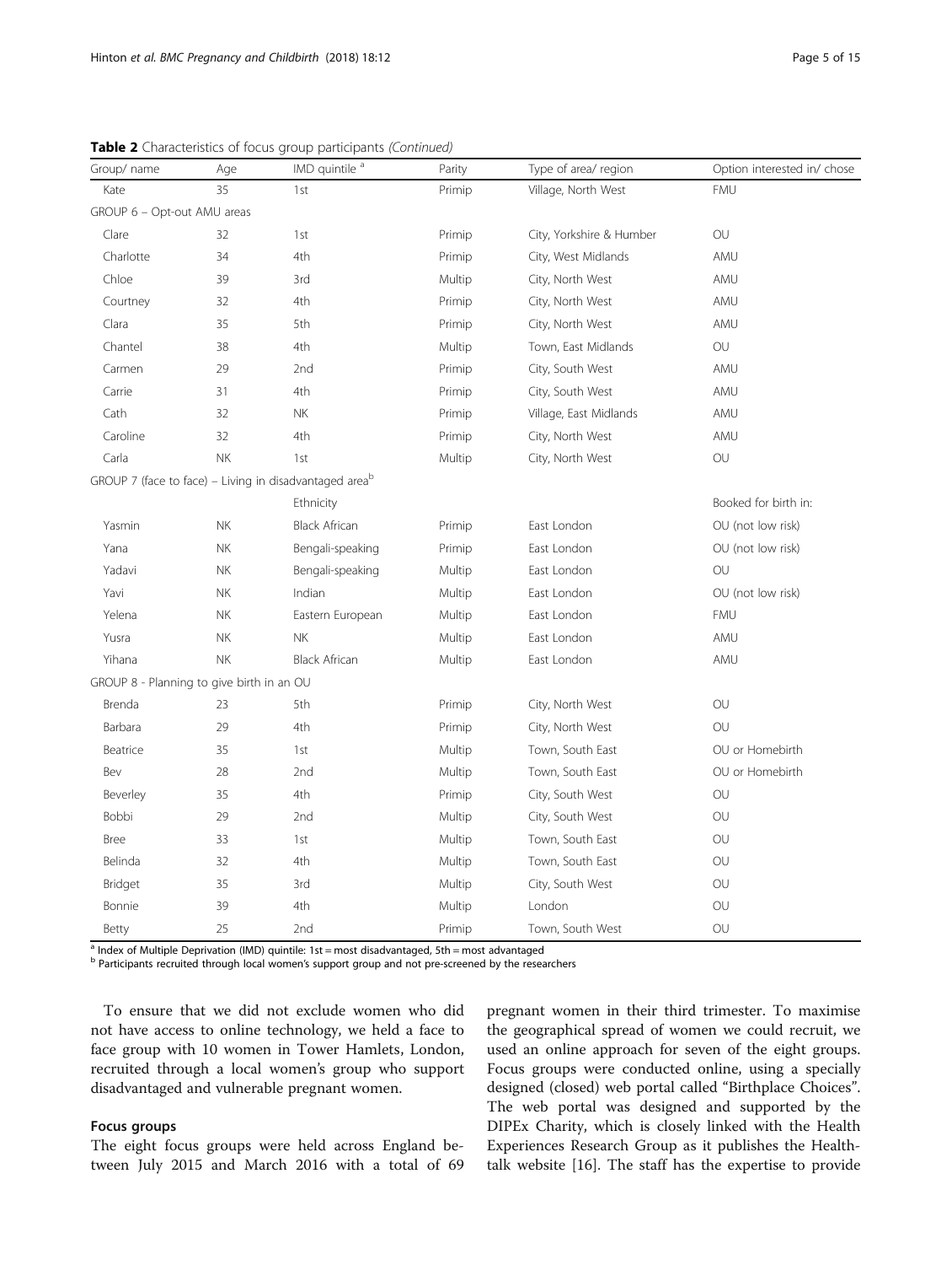**Table 2** Characteristics of focus group participants *(Continued)*

| Group/ name | Age | IMD quintile [a] | Parity | Type of area/ region | Option interested in/ chose |
|---|---|---|---|---|---|
| Kate | 35 | 1st | Primip | Village, North West | FMU |
| GROUP 6 – Opt-out AMU areas | | | | | |
| Clare | 32 | 1st | Primip | City, Yorkshire & Humber | OU |
| Charlotte | 34 | 4th | Primip | City, West Midlands | AMU |
| Chloe | 39 | 3rd | Multip | City, North West | AMU |
| Courtney | 32 | 4th | Primip | City, North West | AMU |
| Clara | 35 | 5th | Primip | City, North West | AMU |
| Chantel | 38 | 4th | Multip | Town, East Midlands | OU |
| Carmen | 29 | 2nd | Primip | City, South West | AMU |
| Carrie | 31 | 4th | Primip | City, South West | AMU |
| Cath | 32 | NK | Primip | Village, East Midlands | AMU |
| Caroline | 32 | 4th | Primip | City, North West | AMU |
| Carla | NK | 1st | Multip | City, North West | OU |
| GROUP 7 (face to face) – Living in disadvantaged area[b] | | | | | |
| | | Ethnicity | | | Booked for birth in: |
| Yasmin | NK | Black African | Primip | East London | OU (not low risk) |
| Yana | NK | Bengali-speaking | Primip | East London | OU (not low risk) |
| Yadavi | NK | Bengali-speaking | Multip | East London | OU |
| Yavi | NK | Indian | Multip | East London | OU (not low risk) |
| Yelena | NK | Eastern European | Multip | East London | FMU |
| Yusra | NK | NK | Multip | East London | AMU |
| Yihana | NK | Black African | Multip | East London | AMU |
| GROUP 8 - Planning to give birth in an OU | | | | | |
| Brenda | 23 | 5th | Primip | City, North West | OU |
| Barbara | 29 | 4th | Primip | City, North West | OU |
| Beatrice | 35 | 1st | Multip | Town, South East | OU or Homebirth |
| Bev | 28 | 2nd | Multip | Town, South East | OU or Homebirth |
| Beverley | 35 | 4th | Primip | City, South West | OU |
| Bobbi | 29 | 2nd | Multip | City, South West | OU |
| Bree | 33 | 1st | Multip | Town, South East | OU |
| Belinda | 32 | 4th | Multip | Town, South East | OU |
| Bridget | 35 | 3rd | Multip | City, South West | OU |
| Bonnie | 39 | 4th | Multip | London | OU |
| Betty | 25 | 2nd | Primip | Town, South West | OU |

[a] Index of Multiple Deprivation (IMD) quintile: 1st = most disadvantaged, 5th = most advantaged
[b] Participants recruited through local women's support group and not pre-screened by the researchers

To ensure that we did not exclude women who did not have access to online technology, we held a face to face group with 10 women in Tower Hamlets, London, recruited through a local women's group who support disadvantaged and vulnerable pregnant women.

#### Focus groups

The eight focus groups were held across England between July 2015 and March 2016 with a total of 69 pregnant women in their third trimester. To maximise the geographical spread of women we could recruit, we used an online approach for seven of the eight groups. Focus groups were conducted online, using a specially designed (closed) web portal called "Birthplace Choices". The web portal was designed and supported by the DIPEx Charity, which is closely linked with the Health Experiences Research Group as it publishes the Healthtalk website [16]. The staff has the expertise to provide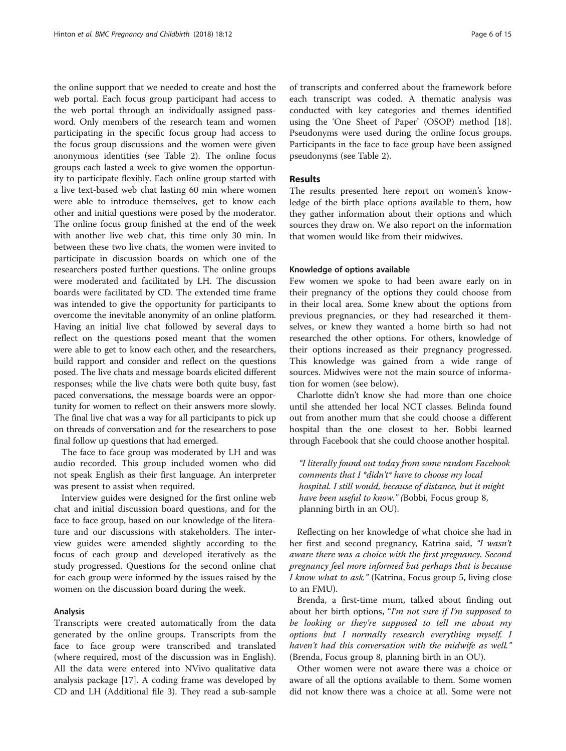the online support that we needed to create and host the web portal. Each focus group participant had access to the web portal through an individually assigned password. Only members of the research team and women participating in the specific focus group had access to the focus group discussions and the women were given anonymous identities (see Table 2). The online focus groups each lasted a week to give women the opportunity to participate flexibly. Each online group started with a live text-based web chat lasting 60 min where women were able to introduce themselves, get to know each other and initial questions were posed by the moderator. The online focus group finished at the end of the week with another live web chat, this time only 30 min. In between these two live chats, the women were invited to participate in discussion boards on which one of the researchers posted further questions. The online groups were moderated and facilitated by LH. The discussion boards were facilitated by CD. The extended time frame was intended to give the opportunity for participants to overcome the inevitable anonymity of an online platform. Having an initial live chat followed by several days to reflect on the questions posed meant that the women were able to get to know each other, and the researchers, build rapport and consider and reflect on the questions posed. The live chats and message boards elicited different responses; while the live chats were both quite busy, fast paced conversations, the message boards were an opportunity for women to reflect on their answers more slowly. The final live chat was a way for all participants to pick up on threads of conversation and for the researchers to pose final follow up questions that had emerged.

The face to face group was moderated by LH and was audio recorded. This group included women who did not speak English as their first language. An interpreter was present to assist when required.

Interview guides were designed for the first online web chat and initial discussion board questions, and for the face to face group, based on our knowledge of the literature and our discussions with stakeholders. The interview guides were amended slightly according to the focus of each group and developed iteratively as the study progressed. Questions for the second online chat for each group were informed by the issues raised by the women on the discussion board during the week.

### Analysis

Transcripts were created automatically from the data generated by the online groups. Transcripts from the face to face group were transcribed and translated (where required, most of the discussion was in English). All the data were entered into NVivo qualitative data analysis package [17]. A coding frame was developed by CD and LH (Additional file 3). They read a sub-sample of transcripts and conferred about the framework before each transcript was coded. A thematic analysis was conducted with key categories and themes identified using the 'One Sheet of Paper' (OSOP) method [18]. Pseudonyms were used during the online focus groups. Participants in the face to face group have been assigned pseudonyms (see Table 2).

## Results

The results presented here report on women's knowledge of the birth place options available to them, how they gather information about their options and which sources they draw on. We also report on the information that women would like from their midwives.

### Knowledge of options available

Few women we spoke to had been aware early on in their pregnancy of the options they could choose from in their local area. Some knew about the options from previous pregnancies, or they had researched it themselves, or knew they wanted a home birth so had not researched the other options. For others, knowledge of their options increased as their pregnancy progressed. This knowledge was gained from a wide range of sources. Midwives were not the main source of information for women (see below).

Charlotte didn't know she had more than one choice until she attended her local NCT classes. Belinda found out from another mum that she could choose a different hospital than the one closest to her. Bobbi learned through Facebook that she could choose another hospital.

> *"I literally found out today from some random Facebook comments that I *didn't* have to choose my local hospital. I still would, because of distance, but it might have been useful to know."* (Bobbi, Focus group 8, planning birth in an OU).

Reflecting on her knowledge of what choice she had in her first and second pregnancy, Katrina said, *"I wasn't aware there was a choice with the first pregnancy. Second pregnancy feel more informed but perhaps that is because I know what to ask."* (Katrina, Focus group 5, living close to an FMU).

Brenda, a first-time mum, talked about finding out about her birth options, *"I'm not sure if I'm supposed to be looking or they're supposed to tell me about my options but I normally research everything myself. I haven't had this conversation with the midwife as well."* (Brenda, Focus group 8, planning birth in an OU).

Other women were not aware there was a choice or aware of all the options available to them. Some women did not know there was a choice at all. Some were not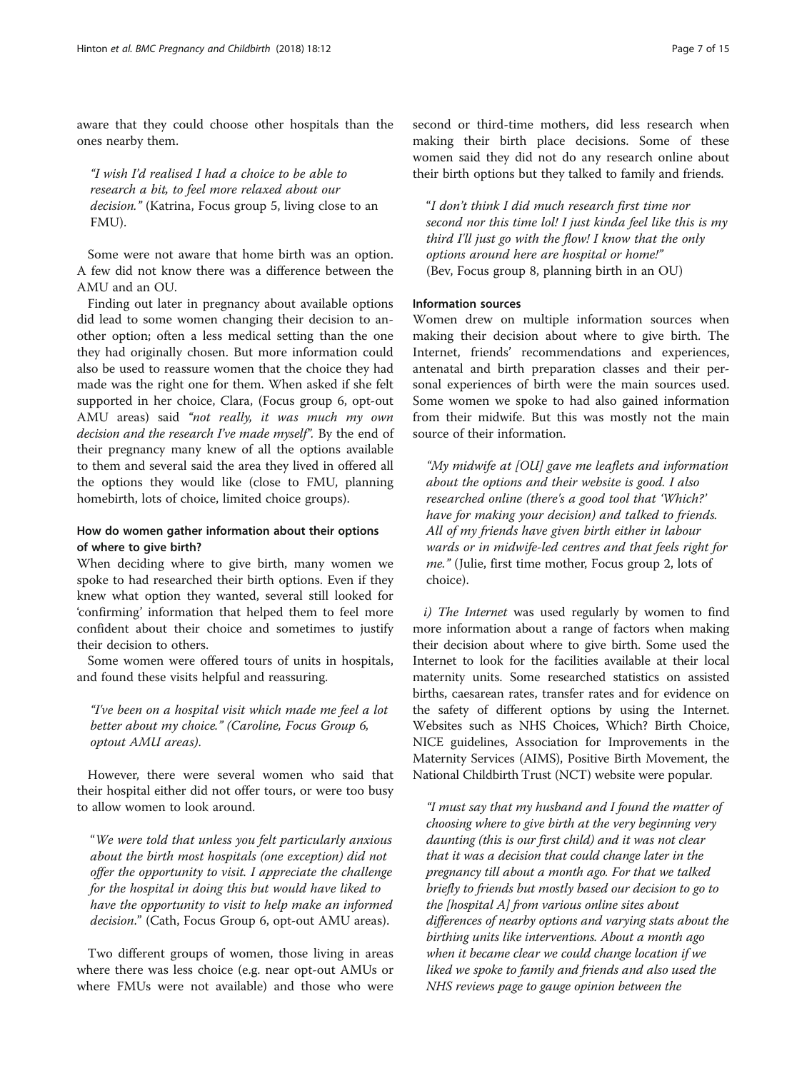aware that they could choose other hospitals than the ones nearby them.

> *"I wish I'd realised I had a choice to be able to research a bit, to feel more relaxed about our decision."* (Katrina, Focus group 5, living close to an FMU).

Some were not aware that home birth was an option. A few did not know there was a difference between the AMU and an OU.

Finding out later in pregnancy about available options did lead to some women changing their decision to another option; often a less medical setting than the one they had originally chosen. But more information could also be used to reassure women that the choice they had made was the right one for them. When asked if she felt supported in her choice, Clara, (Focus group 6, opt-out AMU areas) said *"not really, it was much my own decision and the research I've made myself"*. By the end of their pregnancy many knew of all the options available to them and several said the area they lived in offered all the options they would like (close to FMU, planning homebirth, lots of choice, limited choice groups).

### How do women gather information about their options of where to give birth?

When deciding where to give birth, many women we spoke to had researched their birth options. Even if they knew what option they wanted, several still looked for 'confirming' information that helped them to feel more confident about their choice and sometimes to justify their decision to others.

Some women were offered tours of units in hospitals, and found these visits helpful and reassuring.

> *"I've been on a hospital visit which made me feel a lot better about my choice." (Caroline, Focus Group 6, optout AMU areas).*

However, there were several women who said that their hospital either did not offer tours, or were too busy to allow women to look around.

> "*We were told that unless you felt particularly anxious about the birth most hospitals (one exception) did not offer the opportunity to visit. I appreciate the challenge for the hospital in doing this but would have liked to have the opportunity to visit to help make an informed decision*." (Cath, Focus Group 6, opt-out AMU areas).

Two different groups of women, those living in areas where there was less choice (e.g. near opt-out AMUs or where FMUs were not available) and those who were second or third-time mothers, did less research when making their birth place decisions. Some of these women said they did not do any research online about their birth options but they talked to family and friends.

> "*I don't think I did much research first time nor second nor this time lol! I just kinda feel like this is my third I'll just go with the flow! I know that the only options around here are hospital or home!"* (Bev, Focus group 8, planning birth in an OU)

#### Information sources

Women drew on multiple information sources when making their decision about where to give birth. The Internet, friends' recommendations and experiences, antenatal and birth preparation classes and their personal experiences of birth were the main sources used. Some women we spoke to had also gained information from their midwife. But this was mostly not the main source of their information.

> *"My midwife at [OU] gave me leaflets and information about the options and their website is good. I also researched online (there's a good tool that 'Which?' have for making your decision) and talked to friends. All of my friends have given birth either in labour wards or in midwife-led centres and that feels right for me."* (Julie, first time mother, Focus group 2, lots of choice).

*i) The Internet* was used regularly by women to find more information about a range of factors when making their decision about where to give birth. Some used the Internet to look for the facilities available at their local maternity units. Some researched statistics on assisted births, caesarean rates, transfer rates and for evidence on the safety of different options by using the Internet. Websites such as NHS Choices, Which? Birth Choice, NICE guidelines, Association for Improvements in the Maternity Services (AIMS), Positive Birth Movement, the National Childbirth Trust (NCT) website were popular.

> *"I must say that my husband and I found the matter of choosing where to give birth at the very beginning very daunting (this is our first child) and it was not clear that it was a decision that could change later in the pregnancy till about a month ago. For that we talked briefly to friends but mostly based our decision to go to the [hospital A] from various online sites about differences of nearby options and varying stats about the birthing units like interventions. About a month ago when it became clear we could change location if we liked we spoke to family and friends and also used the NHS reviews page to gauge opinion between the*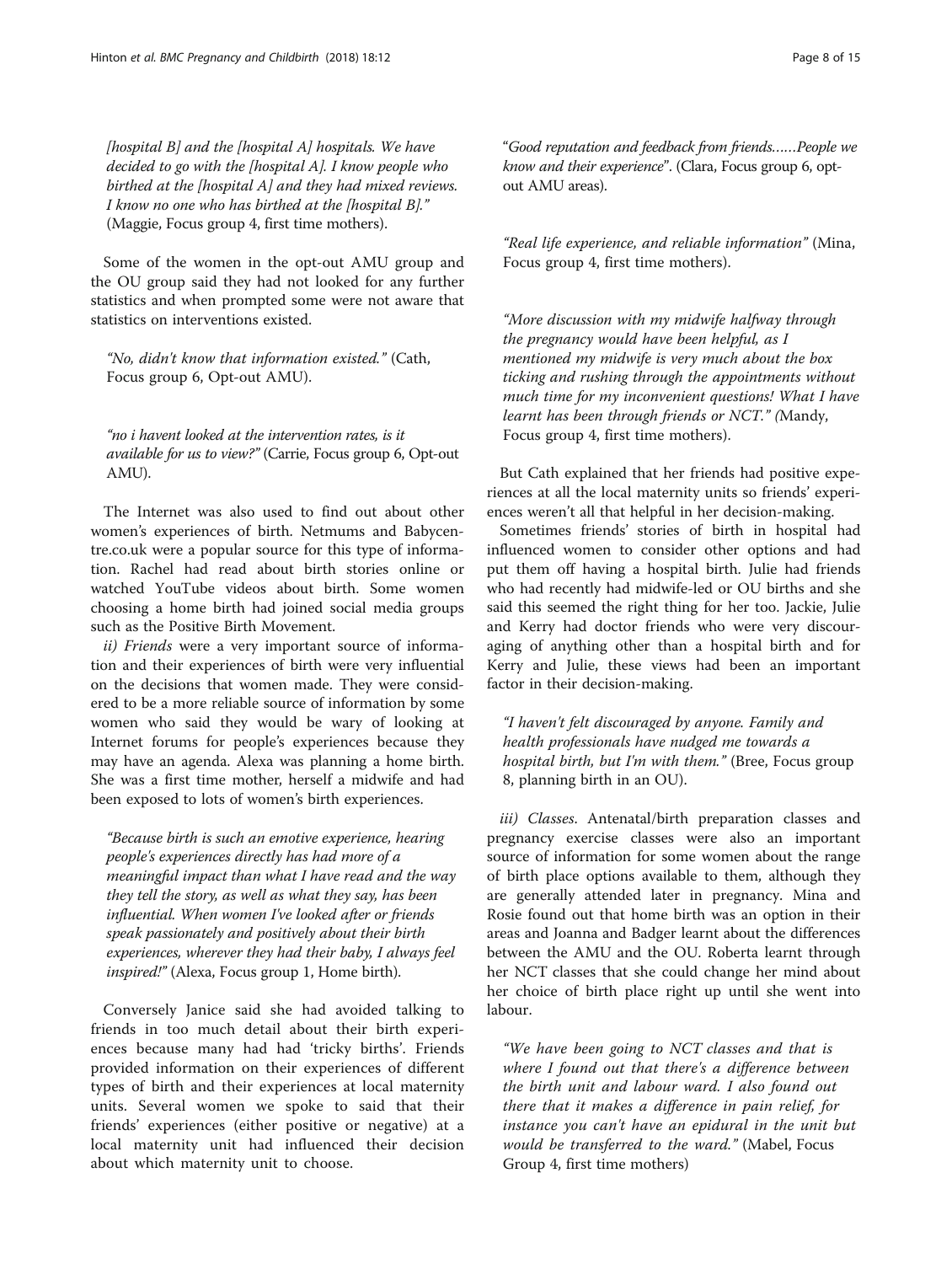*[hospital B] and the [hospital A] hospitals. We have decided to go with the [hospital A]. I know people who birthed at the [hospital A] and they had mixed reviews. I know no one who has birthed at the [hospital B]."* (Maggie, Focus group 4, first time mothers).

Some of the women in the opt-out AMU group and the OU group said they had not looked for any further statistics and when prompted some were not aware that statistics on interventions existed.

*"No, didn't know that information existed."* (Cath, Focus group 6, Opt-out AMU).

*"no i havent looked at the intervention rates, is it available for us to view?"* (Carrie, Focus group 6, Opt-out AMU).

The Internet was also used to find out about other women's experiences of birth. Netmums and Babycentre.co.uk were a popular source for this type of information. Rachel had read about birth stories online or watched YouTube videos about birth. Some women choosing a home birth had joined social media groups such as the Positive Birth Movement.

*ii) Friends* were a very important source of information and their experiences of birth were very influential on the decisions that women made. They were considered to be a more reliable source of information by some women who said they would be wary of looking at Internet forums for people's experiences because they may have an agenda. Alexa was planning a home birth. She was a first time mother, herself a midwife and had been exposed to lots of women's birth experiences.

*"Because birth is such an emotive experience, hearing people's experiences directly has had more of a meaningful impact than what I have read and the way they tell the story, as well as what they say, has been influential. When women I've looked after or friends speak passionately and positively about their birth experiences, wherever they had their baby, I always feel inspired!"* (Alexa, Focus group 1, Home birth).

Conversely Janice said she had avoided talking to friends in too much detail about their birth experiences because many had had 'tricky births'. Friends provided information on their experiences of different types of birth and their experiences at local maternity units. Several women we spoke to said that their friends' experiences (either positive or negative) at a local maternity unit had influenced their decision about which maternity unit to choose.

"*Good reputation and feedback from friends……People we know and their experience*". (Clara, Focus group 6, opt-out AMU areas).

*"Real life experience, and reliable information"* (Mina, Focus group 4, first time mothers).

*"More discussion with my midwife halfway through the pregnancy would have been helpful, as I mentioned my midwife is very much about the box ticking and rushing through the appointments without much time for my inconvenient questions! What I have learnt has been through friends or NCT."* (Mandy, Focus group 4, first time mothers).

But Cath explained that her friends had positive experiences at all the local maternity units so friends' experiences weren't all that helpful in her decision-making.

Sometimes friends' stories of birth in hospital had influenced women to consider other options and had put them off having a hospital birth. Julie had friends who had recently had midwife-led or OU births and she said this seemed the right thing for her too. Jackie, Julie and Kerry had doctor friends who were very discouraging of anything other than a hospital birth and for Kerry and Julie, these views had been an important factor in their decision-making.

*"I haven't felt discouraged by anyone. Family and health professionals have nudged me towards a hospital birth, but I'm with them."* (Bree, Focus group 8, planning birth in an OU).

*iii) Classes*. Antenatal/birth preparation classes and pregnancy exercise classes were also an important source of information for some women about the range of birth place options available to them, although they are generally attended later in pregnancy. Mina and Rosie found out that home birth was an option in their areas and Joanna and Badger learnt about the differences between the AMU and the OU. Roberta learnt through her NCT classes that she could change her mind about her choice of birth place right up until she went into labour.

*"We have been going to NCT classes and that is where I found out that there's a difference between the birth unit and labour ward. I also found out there that it makes a difference in pain relief, for instance you can't have an epidural in the unit but would be transferred to the ward."* (Mabel, Focus Group 4, first time mothers)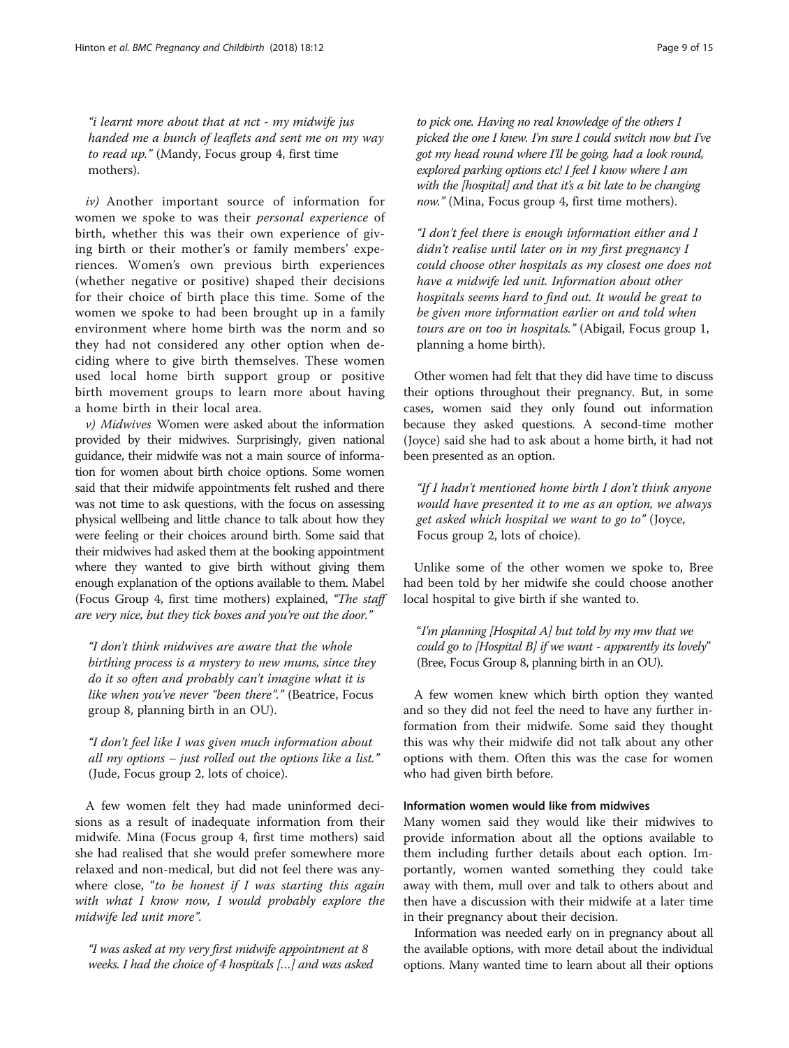*"i learnt more about that at nct - my midwife jus handed me a bunch of leaflets and sent me on my way to read up."* (Mandy, Focus group 4, first time mothers).

*iv)* Another important source of information for women we spoke to was their *personal experience* of birth, whether this was their own experience of giving birth or their mother's or family members' experiences. Women's own previous birth experiences (whether negative or positive) shaped their decisions for their choice of birth place this time. Some of the women we spoke to had been brought up in a family environment where home birth was the norm and so they had not considered any other option when deciding where to give birth themselves. These women used local home birth support group or positive birth movement groups to learn more about having a home birth in their local area.

*v) Midwives* Women were asked about the information provided by their midwives. Surprisingly, given national guidance, their midwife was not a main source of information for women about birth choice options. Some women said that their midwife appointments felt rushed and there was not time to ask questions, with the focus on assessing physical wellbeing and little chance to talk about how they were feeling or their choices around birth. Some said that their midwives had asked them at the booking appointment where they wanted to give birth without giving them enough explanation of the options available to them. Mabel (Focus Group 4, first time mothers) explained, *"The staff are very nice, but they tick boxes and you're out the door."*

> *"I don't think midwives are aware that the whole birthing process is a mystery to new mums, since they do it so often and probably can't imagine what it is like when you've never "been there"."* (Beatrice, Focus group 8, planning birth in an OU).

> *"I don't feel like I was given much information about all my options – just rolled out the options like a list."* (Jude, Focus group 2, lots of choice).

A few women felt they had made uninformed decisions as a result of inadequate information from their midwife. Mina (Focus group 4, first time mothers) said she had realised that she would prefer somewhere more relaxed and non-medical, but did not feel there was anywhere close, *"to be honest if I was starting this again with what I know now, I would probably explore the midwife led unit more"*.

> *"I was asked at my very first midwife appointment at 8 weeks. I had the choice of 4 hospitals […] and was asked to pick one. Having no real knowledge of the others I picked the one I knew. I'm sure I could switch now but I've got my head round where I'll be going, had a look round, explored parking options etc! I feel I know where I am with the [hospital] and that it's a bit late to be changing now."* (Mina, Focus group 4, first time mothers).

> *"I don't feel there is enough information either and I didn't realise until later on in my first pregnancy I could choose other hospitals as my closest one does not have a midwife led unit. Information about other hospitals seems hard to find out. It would be great to be given more information earlier on and told when tours are on too in hospitals."* (Abigail, Focus group 1, planning a home birth).

Other women had felt that they did have time to discuss their options throughout their pregnancy. But, in some cases, women said they only found out information because they asked questions. A second-time mother (Joyce) said she had to ask about a home birth, it had not been presented as an option.

> *"If I hadn't mentioned home birth I don't think anyone would have presented it to me as an option, we always get asked which hospital we want to go to"* (Joyce, Focus group 2, lots of choice).

Unlike some of the other women we spoke to, Bree had been told by her midwife she could choose another local hospital to give birth if she wanted to.

> *"I'm planning [Hospital A] but told by my mw that we could go to [Hospital B] if we want - apparently its lovely"* (Bree, Focus Group 8, planning birth in an OU).

A few women knew which birth option they wanted and so they did not feel the need to have any further information from their midwife. Some said they thought this was why their midwife did not talk about any other options with them. Often this was the case for women who had given birth before.

#### Information women would like from midwives

Many women said they would like their midwives to provide information about all the options available to them including further details about each option. Importantly, women wanted something they could take away with them, mull over and talk to others about and then have a discussion with their midwife at a later time in their pregnancy about their decision.

Information was needed early on in pregnancy about all the available options, with more detail about the individual options. Many wanted time to learn about all their options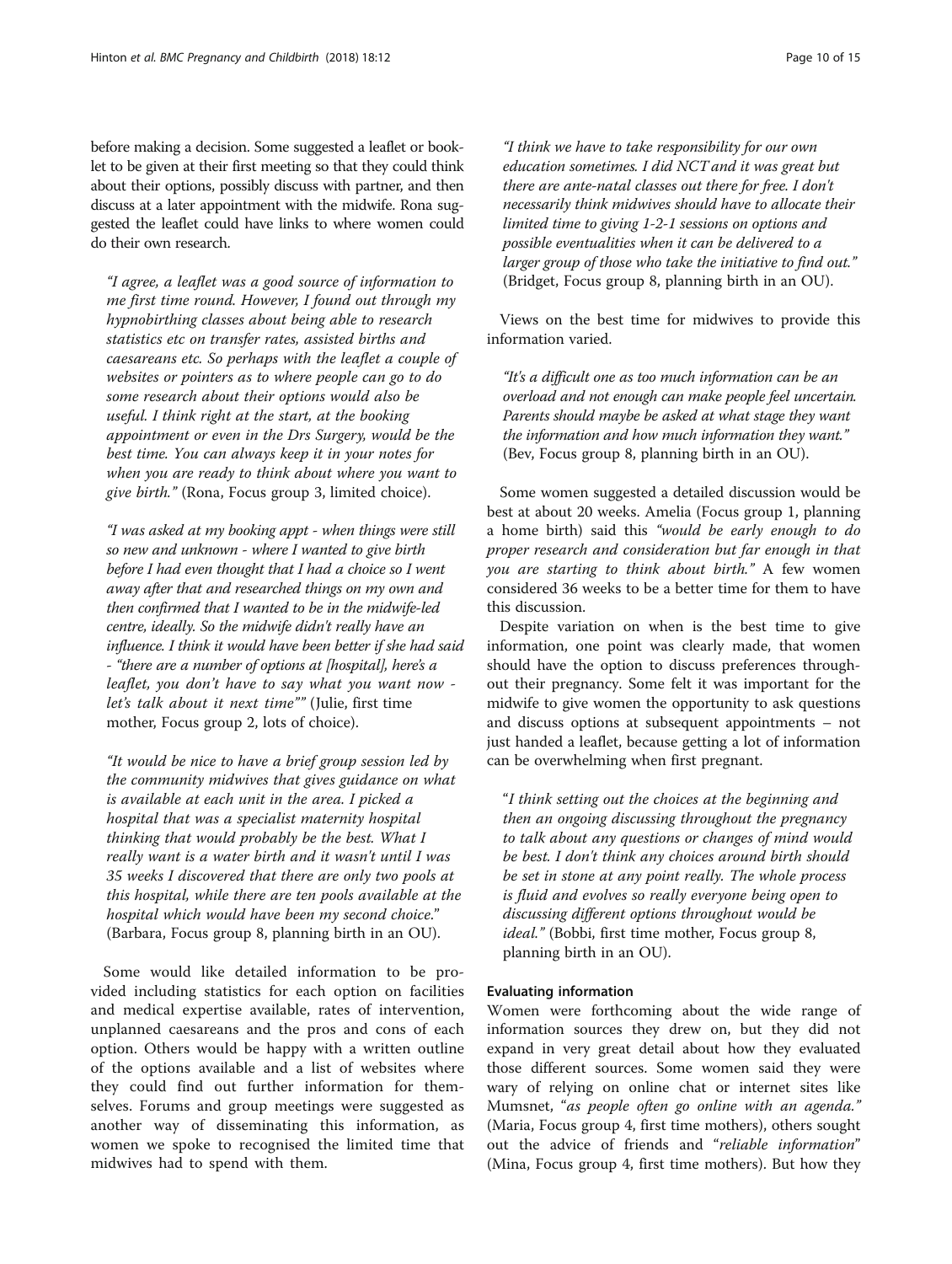before making a decision. Some suggested a leaflet or booklet to be given at their first meeting so that they could think about their options, possibly discuss with partner, and then discuss at a later appointment with the midwife. Rona suggested the leaflet could have links to where women could do their own research.

> "I agree, a leaflet was a good source of information to me first time round. However, I found out through my hypnobirthing classes about being able to research statistics etc on transfer rates, assisted births and caesareans etc. So perhaps with the leaflet a couple of websites or pointers as to where people can go to do some research about their options would also be useful. I think right at the start, at the booking appointment or even in the Drs Surgery, would be the best time. You can always keep it in your notes for when you are ready to think about where you want to give birth." (Rona, Focus group 3, limited choice).

> "I was asked at my booking appt - when things were still so new and unknown - where I wanted to give birth before I had even thought that I had a choice so I went away after that and researched things on my own and then confirmed that I wanted to be in the midwife-led centre, ideally. So the midwife didn't really have an influence. I think it would have been better if she had said - "there are a number of options at [hospital], here's a leaflet, you don't have to say what you want now - let's talk about it next time"" (Julie, first time mother, Focus group 2, lots of choice).

> "It would be nice to have a brief group session led by the community midwives that gives guidance on what is available at each unit in the area. I picked a hospital that was a specialist maternity hospital thinking that would probably be the best. What I really want is a water birth and it wasn't until I was 35 weeks I discovered that there are only two pools at this hospital, while there are ten pools available at the hospital which would have been my second choice." (Barbara, Focus group 8, planning birth in an OU).

Some would like detailed information to be provided including statistics for each option on facilities and medical expertise available, rates of intervention, unplanned caesareans and the pros and cons of each option. Others would be happy with a written outline of the options available and a list of websites where they could find out further information for themselves. Forums and group meetings were suggested as another way of disseminating this information, as women we spoke to recognised the limited time that midwives had to spend with them.

> "I think we have to take responsibility for our own education sometimes. I did NCT and it was great but there are ante-natal classes out there for free. I don't necessarily think midwives should have to allocate their limited time to giving 1-2-1 sessions on options and possible eventualities when it can be delivered to a larger group of those who take the initiative to find out." (Bridget, Focus group 8, planning birth in an OU).

Views on the best time for midwives to provide this information varied.

> "It's a difficult one as too much information can be an overload and not enough can make people feel uncertain. Parents should maybe be asked at what stage they want the information and how much information they want." (Bev, Focus group 8, planning birth in an OU).

Some women suggested a detailed discussion would be best at about 20 weeks. Amelia (Focus group 1, planning a home birth) said this *"would be early enough to do proper research and consideration but far enough in that you are starting to think about birth."* A few women considered 36 weeks to be a better time for them to have this discussion.

Despite variation on when is the best time to give information, one point was clearly made, that women should have the option to discuss preferences throughout their pregnancy. Some felt it was important for the midwife to give women the opportunity to ask questions and discuss options at subsequent appointments – not just handed a leaflet, because getting a lot of information can be overwhelming when first pregnant.

> "I think setting out the choices at the beginning and then an ongoing discussing throughout the pregnancy to talk about any questions or changes of mind would be best. I don't think any choices around birth should be set in stone at any point really. The whole process is fluid and evolves so really everyone being open to discussing different options throughout would be ideal." (Bobbi, first time mother, Focus group 8, planning birth in an OU).

#### Evaluating information

Women were forthcoming about the wide range of information sources they drew on, but they did not expand in very great detail about how they evaluated those different sources. Some women said they were wary of relying on online chat or internet sites like Mumsnet, *"as people often go online with an agenda."* (Maria, Focus group 4, first time mothers), others sought out the advice of friends and *"reliable information"* (Mina, Focus group 4, first time mothers). But how they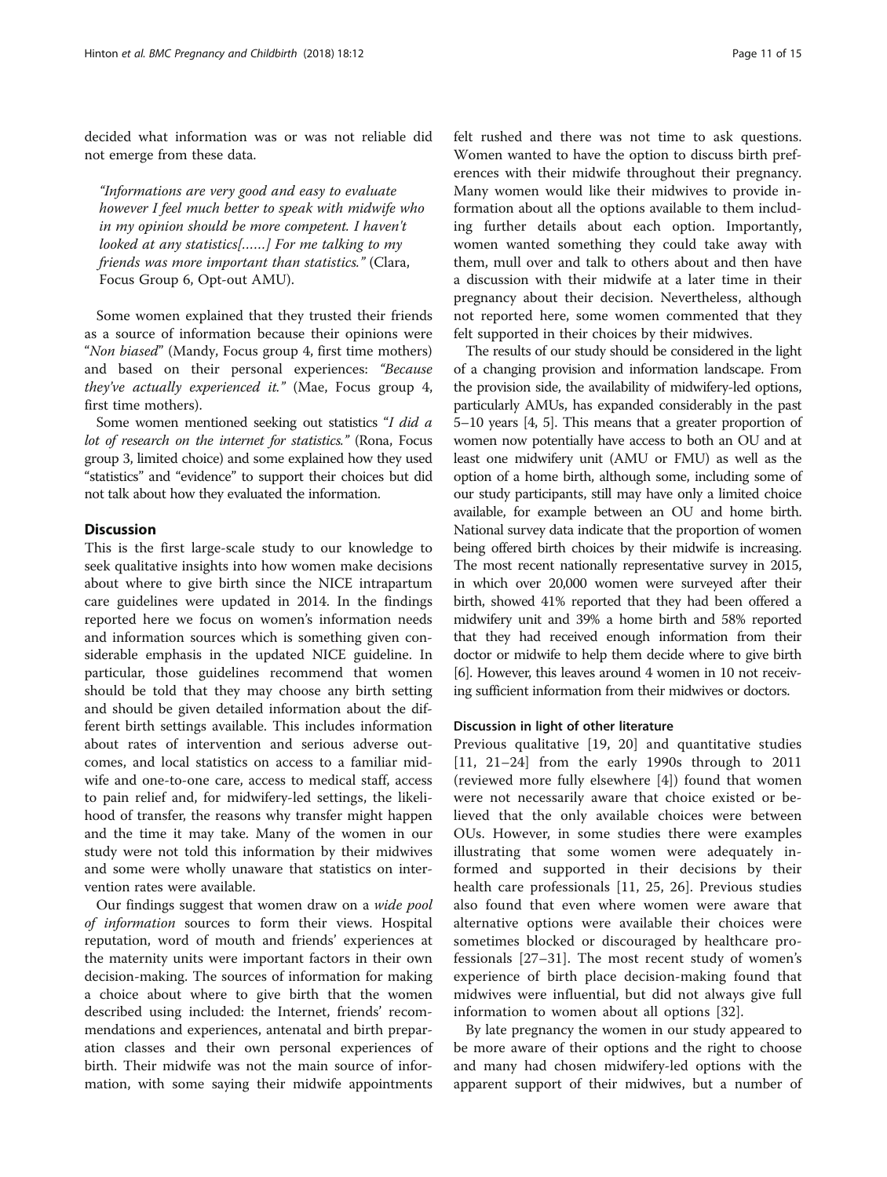decided what information was or was not reliable did not emerge from these data.

> *"Informations are very good and easy to evaluate however I feel much better to speak with midwife who in my opinion should be more competent. I haven't looked at any statistics[……] For me talking to my friends was more important than statistics."* (Clara, Focus Group 6, Opt-out AMU).

Some women explained that they trusted their friends as a source of information because their opinions were "*Non biased*" (Mandy, Focus group 4, first time mothers) and based on their personal experiences: *"Because they've actually experienced it."* (Mae, Focus group 4, first time mothers).

Some women mentioned seeking out statistics "*I did a lot of research on the internet for statistics.*" (Rona, Focus group 3, limited choice) and some explained how they used "statistics" and "evidence" to support their choices but did not talk about how they evaluated the information.

## Discussion

This is the first large-scale study to our knowledge to seek qualitative insights into how women make decisions about where to give birth since the NICE intrapartum care guidelines were updated in 2014. In the findings reported here we focus on women's information needs and information sources which is something given considerable emphasis in the updated NICE guideline. In particular, those guidelines recommend that women should be told that they may choose any birth setting and should be given detailed information about the different birth settings available. This includes information about rates of intervention and serious adverse outcomes, and local statistics on access to a familiar midwife and one-to-one care, access to medical staff, access to pain relief and, for midwifery-led settings, the likelihood of transfer, the reasons why transfer might happen and the time it may take. Many of the women in our study were not told this information by their midwives and some were wholly unaware that statistics on intervention rates were available.

Our findings suggest that women draw on a *wide pool of information* sources to form their views. Hospital reputation, word of mouth and friends' experiences at the maternity units were important factors in their own decision-making. The sources of information for making a choice about where to give birth that the women described using included: the Internet, friends' recommendations and experiences, antenatal and birth preparation classes and their own personal experiences of birth. Their midwife was not the main source of information, with some saying their midwife appointments felt rushed and there was not time to ask questions. Women wanted to have the option to discuss birth preferences with their midwife throughout their pregnancy. Many women would like their midwives to provide information about all the options available to them including further details about each option. Importantly, women wanted something they could take away with them, mull over and talk to others about and then have a discussion with their midwife at a later time in their pregnancy about their decision. Nevertheless, although not reported here, some women commented that they felt supported in their choices by their midwives.

The results of our study should be considered in the light of a changing provision and information landscape. From the provision side, the availability of midwifery-led options, particularly AMUs, has expanded considerably in the past 5–10 years [4, 5]. This means that a greater proportion of women now potentially have access to both an OU and at least one midwifery unit (AMU or FMU) as well as the option of a home birth, although some, including some of our study participants, still may have only a limited choice available, for example between an OU and home birth. National survey data indicate that the proportion of women being offered birth choices by their midwife is increasing. The most recent nationally representative survey in 2015, in which over 20,000 women were surveyed after their birth, showed 41% reported that they had been offered a midwifery unit and 39% a home birth and 58% reported that they had received enough information from their doctor or midwife to help them decide where to give birth [6]. However, this leaves around 4 women in 10 not receiving sufficient information from their midwives or doctors.

### Discussion in light of other literature

Previous qualitative [19, 20] and quantitative studies [11, 21–24] from the early 1990s through to 2011 (reviewed more fully elsewhere [4]) found that women were not necessarily aware that choice existed or believed that the only available choices were between OUs. However, in some studies there were examples illustrating that some women were adequately informed and supported in their decisions by their health care professionals [11, 25, 26]. Previous studies also found that even where women were aware that alternative options were available their choices were sometimes blocked or discouraged by healthcare professionals [27–31]. The most recent study of women's experience of birth place decision-making found that midwives were influential, but did not always give full information to women about all options [32].

By late pregnancy the women in our study appeared to be more aware of their options and the right to choose and many had chosen midwifery-led options with the apparent support of their midwives, but a number of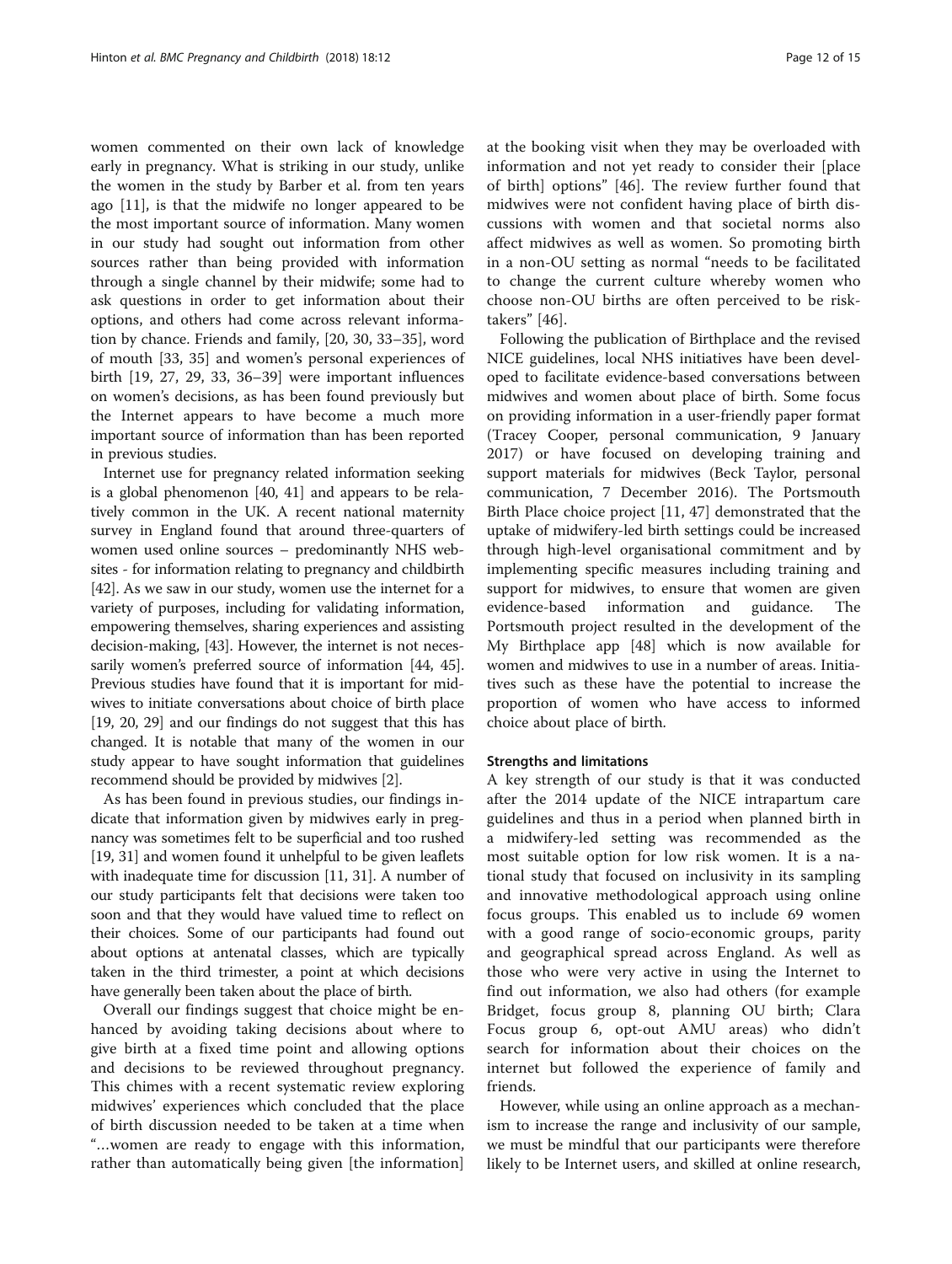women commented on their own lack of knowledge early in pregnancy. What is striking in our study, unlike the women in the study by Barber et al. from ten years ago [11], is that the midwife no longer appeared to be the most important source of information. Many women in our study had sought out information from other sources rather than being provided with information through a single channel by their midwife; some had to ask questions in order to get information about their options, and others had come across relevant information by chance. Friends and family, [20, 30, 33–35], word of mouth [33, 35] and women's personal experiences of birth [19, 27, 29, 33, 36–39] were important influences on women's decisions, as has been found previously but the Internet appears to have become a much more important source of information than has been reported in previous studies.

Internet use for pregnancy related information seeking is a global phenomenon [40, 41] and appears to be relatively common in the UK. A recent national maternity survey in England found that around three-quarters of women used online sources – predominantly NHS websites - for information relating to pregnancy and childbirth [42]. As we saw in our study, women use the internet for a variety of purposes, including for validating information, empowering themselves, sharing experiences and assisting decision-making, [43]. However, the internet is not necessarily women's preferred source of information [44, 45]. Previous studies have found that it is important for midwives to initiate conversations about choice of birth place [19, 20, 29] and our findings do not suggest that this has changed. It is notable that many of the women in our study appear to have sought information that guidelines recommend should be provided by midwives [2].

As has been found in previous studies, our findings indicate that information given by midwives early in pregnancy was sometimes felt to be superficial and too rushed [19, 31] and women found it unhelpful to be given leaflets with inadequate time for discussion [11, 31]. A number of our study participants felt that decisions were taken too soon and that they would have valued time to reflect on their choices. Some of our participants had found out about options at antenatal classes, which are typically taken in the third trimester, a point at which decisions have generally been taken about the place of birth.

Overall our findings suggest that choice might be enhanced by avoiding taking decisions about where to give birth at a fixed time point and allowing options and decisions to be reviewed throughout pregnancy. This chimes with a recent systematic review exploring midwives' experiences which concluded that the place of birth discussion needed to be taken at a time when "…women are ready to engage with this information, rather than automatically being given [the information] at the booking visit when they may be overloaded with information and not yet ready to consider their [place of birth] options" [46]. The review further found that midwives were not confident having place of birth discussions with women and that societal norms also affect midwives as well as women. So promoting birth in a non-OU setting as normal "needs to be facilitated to change the current culture whereby women who choose non-OU births are often perceived to be risk-takers" [46].

Following the publication of Birthplace and the revised NICE guidelines, local NHS initiatives have been developed to facilitate evidence-based conversations between midwives and women about place of birth. Some focus on providing information in a user-friendly paper format (Tracey Cooper, personal communication, 9 January 2017) or have focused on developing training and support materials for midwives (Beck Taylor, personal communication, 7 December 2016). The Portsmouth Birth Place choice project [11, 47] demonstrated that the uptake of midwifery-led birth settings could be increased through high-level organisational commitment and by implementing specific measures including training and support for midwives, to ensure that women are given evidence-based information and guidance. The Portsmouth project resulted in the development of the My Birthplace app [48] which is now available for women and midwives to use in a number of areas. Initiatives such as these have the potential to increase the proportion of women who have access to informed choice about place of birth.

## Strengths and limitations

A key strength of our study is that it was conducted after the 2014 update of the NICE intrapartum care guidelines and thus in a period when planned birth in a midwifery-led setting was recommended as the most suitable option for low risk women. It is a national study that focused on inclusivity in its sampling and innovative methodological approach using online focus groups. This enabled us to include 69 women with a good range of socio-economic groups, parity and geographical spread across England. As well as those who were very active in using the Internet to find out information, we also had others (for example Bridget, focus group 8, planning OU birth; Clara Focus group 6, opt-out AMU areas) who didn't search for information about their choices on the internet but followed the experience of family and friends.

However, while using an online approach as a mechanism to increase the range and inclusivity of our sample, we must be mindful that our participants were therefore likely to be Internet users, and skilled at online research,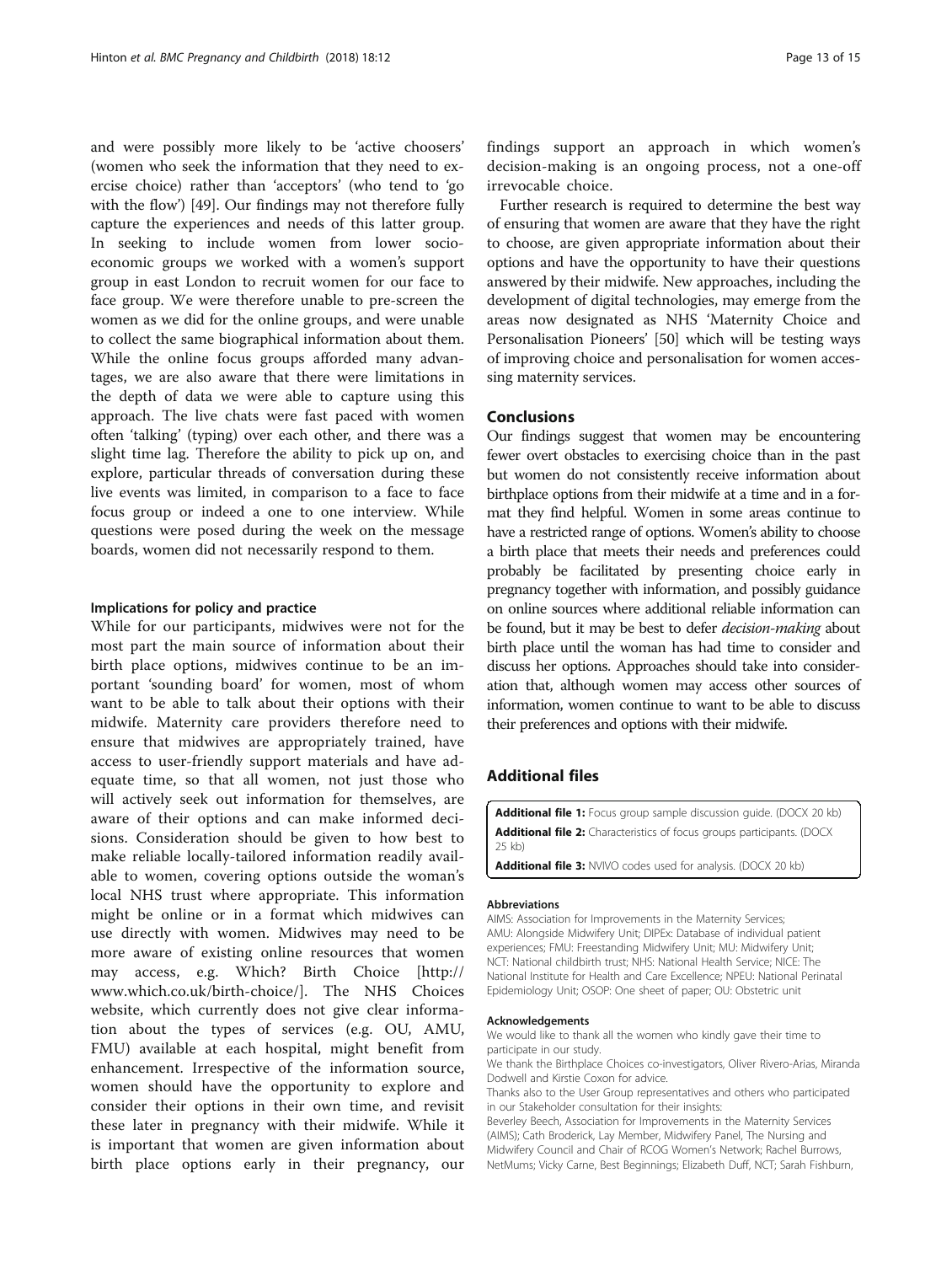and were possibly more likely to be 'active choosers' (women who seek the information that they need to exercise choice) rather than 'acceptors' (who tend to 'go with the flow') [49]. Our findings may not therefore fully capture the experiences and needs of this latter group. In seeking to include women from lower socioeconomic groups we worked with a women's support group in east London to recruit women for our face to face group. We were therefore unable to pre-screen the women as we did for the online groups, and were unable to collect the same biographical information about them. While the online focus groups afforded many advantages, we are also aware that there were limitations in the depth of data we were able to capture using this approach. The live chats were fast paced with women often 'talking' (typing) over each other, and there was a slight time lag. Therefore the ability to pick up on, and explore, particular threads of conversation during these live events was limited, in comparison to a face to face focus group or indeed a one to one interview. While questions were posed during the week on the message boards, women did not necessarily respond to them.

### Implications for policy and practice

While for our participants, midwives were not for the most part the main source of information about their birth place options, midwives continue to be an important 'sounding board' for women, most of whom want to be able to talk about their options with their midwife. Maternity care providers therefore need to ensure that midwives are appropriately trained, have access to user-friendly support materials and have adequate time, so that all women, not just those who will actively seek out information for themselves, are aware of their options and can make informed decisions. Consideration should be given to how best to make reliable locally-tailored information readily available to women, covering options outside the woman's local NHS trust where appropriate. This information might be online or in a format which midwives can use directly with women. Midwives may need to be more aware of existing online resources that women may access, e.g. Which? Birth Choice [http://www.which.co.uk/birth-choice/]. The NHS Choices website, which currently does not give clear information about the types of services (e.g. OU, AMU, FMU) available at each hospital, might benefit from enhancement. Irrespective of the information source, women should have the opportunity to explore and consider their options in their own time, and revisit these later in pregnancy with their midwife. While it is important that women are given information about birth place options early in their pregnancy, our findings support an approach in which women's decision-making is an ongoing process, not a one-off irrevocable choice.

Further research is required to determine the best way of ensuring that women are aware that they have the right to choose, are given appropriate information about their options and have the opportunity to have their questions answered by their midwife. New approaches, including the development of digital technologies, may emerge from the areas now designated as NHS 'Maternity Choice and Personalisation Pioneers' [50] which will be testing ways of improving choice and personalisation for women accessing maternity services.

## Conclusions

Our findings suggest that women may be encountering fewer overt obstacles to exercising choice than in the past but women do not consistently receive information about birthplace options from their midwife at a time and in a format they find helpful. Women in some areas continue to have a restricted range of options. Women's ability to choose a birth place that meets their needs and preferences could probably be facilitated by presenting choice early in pregnancy together with information, and possibly guidance on online sources where additional reliable information can be found, but it may be best to defer *decision-making* about birth place until the woman has had time to consider and discuss her options. Approaches should take into consideration that, although women may access other sources of information, women continue to want to be able to discuss their preferences and options with their midwife.

## Additional files

**Additional file 1:** Focus group sample discussion guide. (DOCX 20 kb)

**Additional file 2:** Characteristics of focus groups participants. (DOCX 25 kb)

**Additional file 3:** NVIVO codes used for analysis. (DOCX 20 kb)

#### Abbreviations

AIMS: Association for Improvements in the Maternity Services; AMU: Alongside Midwifery Unit; DIPEx: Database of individual patient experiences; FMU: Freestanding Midwifery Unit; MU: Midwifery Unit; NCT: National childbirth trust; NHS: National Health Service; NICE: The National Institute for Health and Care Excellence; NPEU: National Perinatal Epidemiology Unit; OSOP: One sheet of paper; OU: Obstetric unit

#### Acknowledgements

We would like to thank all the women who kindly gave their time to participate in our study.

We thank the Birthplace Choices co-investigators, Oliver Rivero-Arias, Miranda Dodwell and Kirstie Coxon for advice.

Thanks also to the User Group representatives and others who participated in our Stakeholder consultation for their insights:

Beverley Beech, Association for Improvements in the Maternity Services (AIMS); Cath Broderick, Lay Member, Midwifery Panel, The Nursing and Midwifery Council and Chair of RCOG Women's Network; Rachel Burrows, NetMums; Vicky Carne, Best Beginnings; Elizabeth Duff, NCT; Sarah Fishburn,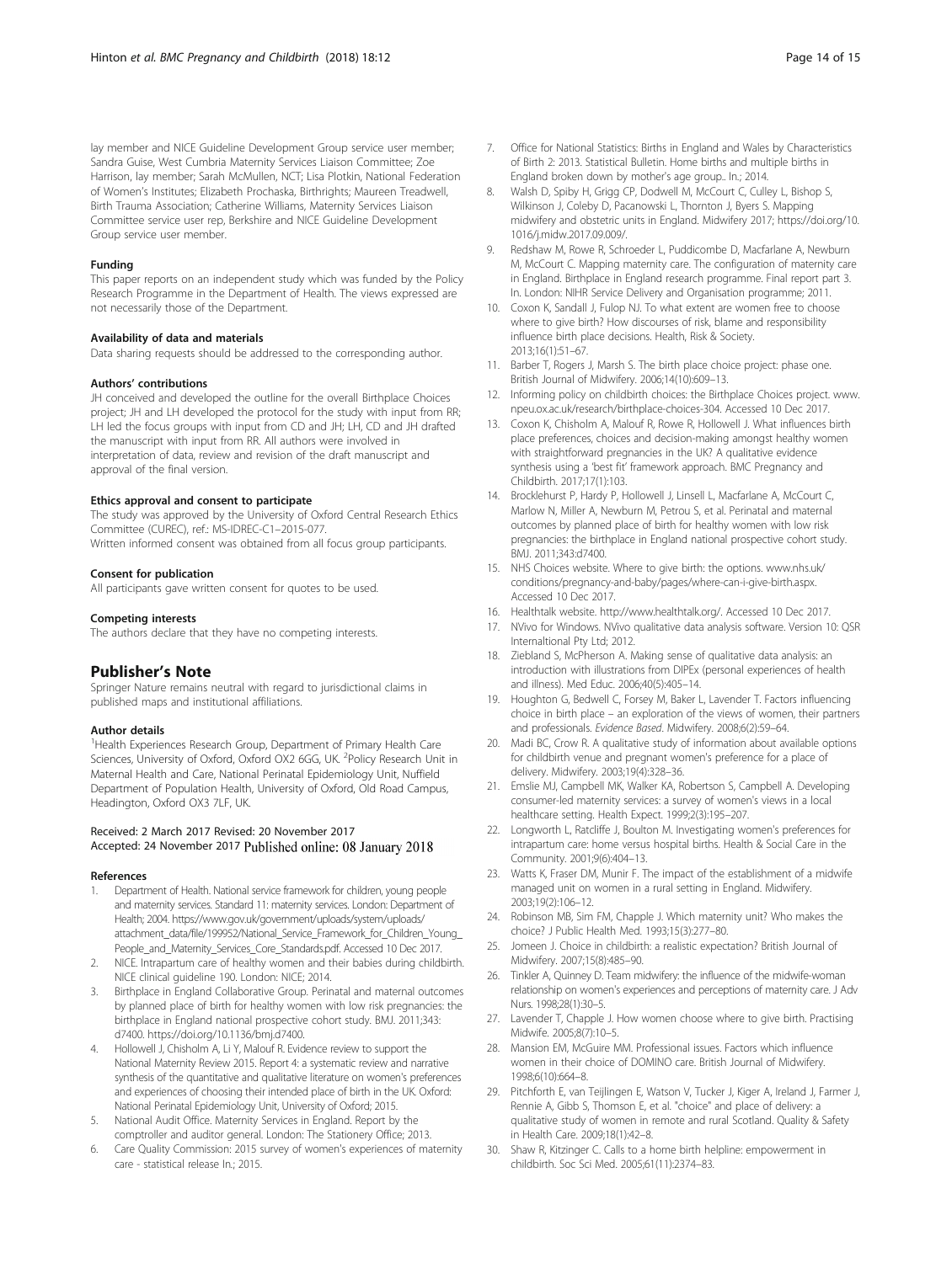lay member and NICE Guideline Development Group service user member; Sandra Guise, West Cumbria Maternity Services Liaison Committee; Zoe Harrison, lay member; Sarah McMullen, NCT; Lisa Plotkin, National Federation of Women's Institutes; Elizabeth Prochaska, Birthrights; Maureen Treadwell, Birth Trauma Association; Catherine Williams, Maternity Services Liaison Committee service user rep, Berkshire and NICE Guideline Development Group service user member.

#### Funding

This paper reports on an independent study which was funded by the Policy Research Programme in the Department of Health. The views expressed are not necessarily those of the Department.

#### Availability of data and materials

Data sharing requests should be addressed to the corresponding author.

#### Authors' contributions

JH conceived and developed the outline for the overall Birthplace Choices project; JH and LH developed the protocol for the study with input from RR; LH led the focus groups with input from CD and JH; LH, CD and JH drafted the manuscript with input from RR. All authors were involved in interpretation of data, review and revision of the draft manuscript and approval of the final version.

#### Ethics approval and consent to participate

The study was approved by the University of Oxford Central Research Ethics Committee (CUREC), ref.: MS-IDREC-C1–2015-077.
Written informed consent was obtained from all focus group participants.

#### Consent for publication

All participants gave written consent for quotes to be used.

#### Competing interests

The authors declare that they have no competing interests.

## Publisher's Note

Springer Nature remains neutral with regard to jurisdictional claims in published maps and institutional affiliations.

#### Author details

[1]Health Experiences Research Group, Department of Primary Health Care Sciences, University of Oxford, Oxford OX2 6GG, UK. [2]Policy Research Unit in Maternal Health and Care, National Perinatal Epidemiology Unit, Nuffield Department of Population Health, University of Oxford, Old Road Campus, Headington, Oxford OX3 7LF, UK.

Received: 2 March 2017 Revised: 20 November 2017
Accepted: 24 November 2017 Published online: 08 January 2018

#### References

1. Department of Health. National service framework for children, young people and maternity services. Standard 11: maternity services. London: Department of Health; 2004. https://www.gov.uk/government/uploads/system/uploads/attachment_data/file/199952/National_Service_Framework_for_Children_Young_People_and_Maternity_Services_Core_Standards.pdf. Accessed 10 Dec 2017.
2. NICE. Intrapartum care of healthy women and their babies during childbirth. NICE clinical guideline 190. London: NICE; 2014.
3. Birthplace in England Collaborative Group. Perinatal and maternal outcomes by planned place of birth for healthy women with low risk pregnancies: the birthplace in England national prospective cohort study. BMJ. 2011;343:d7400. https://doi.org/10.1136/bmj.d7400.
4. Hollowell J, Chisholm A, Li Y, Malouf R. Evidence review to support the National Maternity Review 2015. Report 4: a systematic review and narrative synthesis of the quantitative and qualitative literature on women's preferences and experiences of choosing their intended place of birth in the UK. Oxford: National Perinatal Epidemiology Unit, University of Oxford; 2015.
5. National Audit Office. Maternity Services in England. Report by the comptroller and auditor general. London: The Stationery Office; 2013.
6. Care Quality Commission: 2015 survey of women's experiences of maternity care - statistical release In.; 2015.
7. Office for National Statistics: Births in England and Wales by Characteristics of Birth 2: 2013. Statistical Bulletin. Home births and multiple births in England broken down by mother's age group.. In.; 2014.
8. Walsh D, Spiby H, Grigg CP, Dodwell M, McCourt C, Culley L, Bishop S, Wilkinson J, Coleby D, Pacanowski L, Thornton J, Byers S. Mapping midwifery and obstetric units in England. Midwifery 2017; https://doi.org/10.1016/j.midw.2017.09.009/.
9. Redshaw M, Rowe R, Schroeder L, Puddicombe D, Macfarlane A, Newburn M, McCourt C. Mapping maternity care. The configuration of maternity care in England. Birthplace in England research programme. Final report part 3. In. London: NIHR Service Delivery and Organisation programme; 2011.
10. Coxon K, Sandall J, Fulop NJ. To what extent are women free to choose where to give birth? How discourses of risk, blame and responsibility influence birth place decisions. Health, Risk & Society. 2013;16(1):51–67.
11. Barber T, Rogers J, Marsh S. The birth place choice project: phase one. British Journal of Midwifery. 2006;14(10):609–13.
12. Informing policy on childbirth choices: the Birthplace Choices project. www.npeu.ox.ac.uk/research/birthplace-choices-304. Accessed 10 Dec 2017.
13. Coxon K, Chisholm A, Malouf R, Rowe R, Hollowell J. What influences birth place preferences, choices and decision-making amongst healthy women with straightforward pregnancies in the UK? A qualitative evidence synthesis using a 'best fit' framework approach. BMC Pregnancy and Childbirth. 2017;17(1):103.
14. Brocklehurst P, Hardy P, Hollowell J, Linsell L, Macfarlane A, McCourt C, Marlow N, Miller A, Newburn M, Petrou S, et al. Perinatal and maternal outcomes by planned place of birth for healthy women with low risk pregnancies: the birthplace in England national prospective cohort study. BMJ. 2011;343:d7400.
15. NHS Choices website. Where to give birth: the options. www.nhs.uk/conditions/pregnancy-and-baby/pages/where-can-i-give-birth.aspx. Accessed 10 Dec 2017.
16. Healthtalk website. http://www.healthtalk.org/. Accessed 10 Dec 2017.
17. NVivo for Windows. NVivo qualitative data analysis software. Version 10: QSR Internaltional Pty Ltd; 2012.
18. Ziebland S, McPherson A. Making sense of qualitative data analysis: an introduction with illustrations from DIPEx (personal experiences of health and illness). Med Educ. 2006;40(5):405–14.
19. Houghton G, Bedwell C, Forsey M, Baker L, Lavender T. Factors influencing choice in birth place – an exploration of the views of women, their partners and professionals. *Evidence Based*. Midwifery. 2008;6(2):59–64.
20. Madi BC, Crow R. A qualitative study of information about available options for childbirth venue and pregnant women's preference for a place of delivery. Midwifery. 2003;19(4):328–36.
21. Emslie MJ, Campbell MK, Walker KA, Robertson S, Campbell A. Developing consumer-led maternity services: a survey of women's views in a local healthcare setting. Health Expect. 1999;2(3):195–207.
22. Longworth L, Ratcliffe J, Boulton M. Investigating women's preferences for intrapartum care: home versus hospital births. Health & Social Care in the Community. 2001;9(6):404–13.
23. Watts K, Fraser DM, Munir F. The impact of the establishment of a midwife managed unit on women in a rural setting in England. Midwifery. 2003;19(2):106–12.
24. Robinson MB, Sim FM, Chapple J. Which maternity unit? Who makes the choice? J Public Health Med. 1993;15(3):277–80.
25. Jomeen J. Choice in childbirth: a realistic expectation? British Journal of Midwifery. 2007;15(8):485–90.
26. Tinkler A, Quinney D. Team midwifery: the influence of the midwife-woman relationship on women's experiences and perceptions of maternity care. J Adv Nurs. 1998;28(1):30–5.
27. Lavender T, Chapple J. How women choose where to give birth. Practising Midwife. 2005;8(7):10–5.
28. Mansion EM, McGuire MM. Professional issues. Factors which influence women in their choice of DOMINO care. British Journal of Midwifery. 1998;6(10):664–8.
29. Pitchforth E, van Teijlingen E, Watson V, Tucker J, Kiger A, Ireland J, Farmer J, Rennie A, Gibb S, Thomson E, et al. "choice" and place of delivery: a qualitative study of women in remote and rural Scotland. Quality & Safety in Health Care. 2009;18(1):42–8.
30. Shaw R, Kitzinger C. Calls to a home birth helpline: empowerment in childbirth. Soc Sci Med. 2005;61(11):2374–83.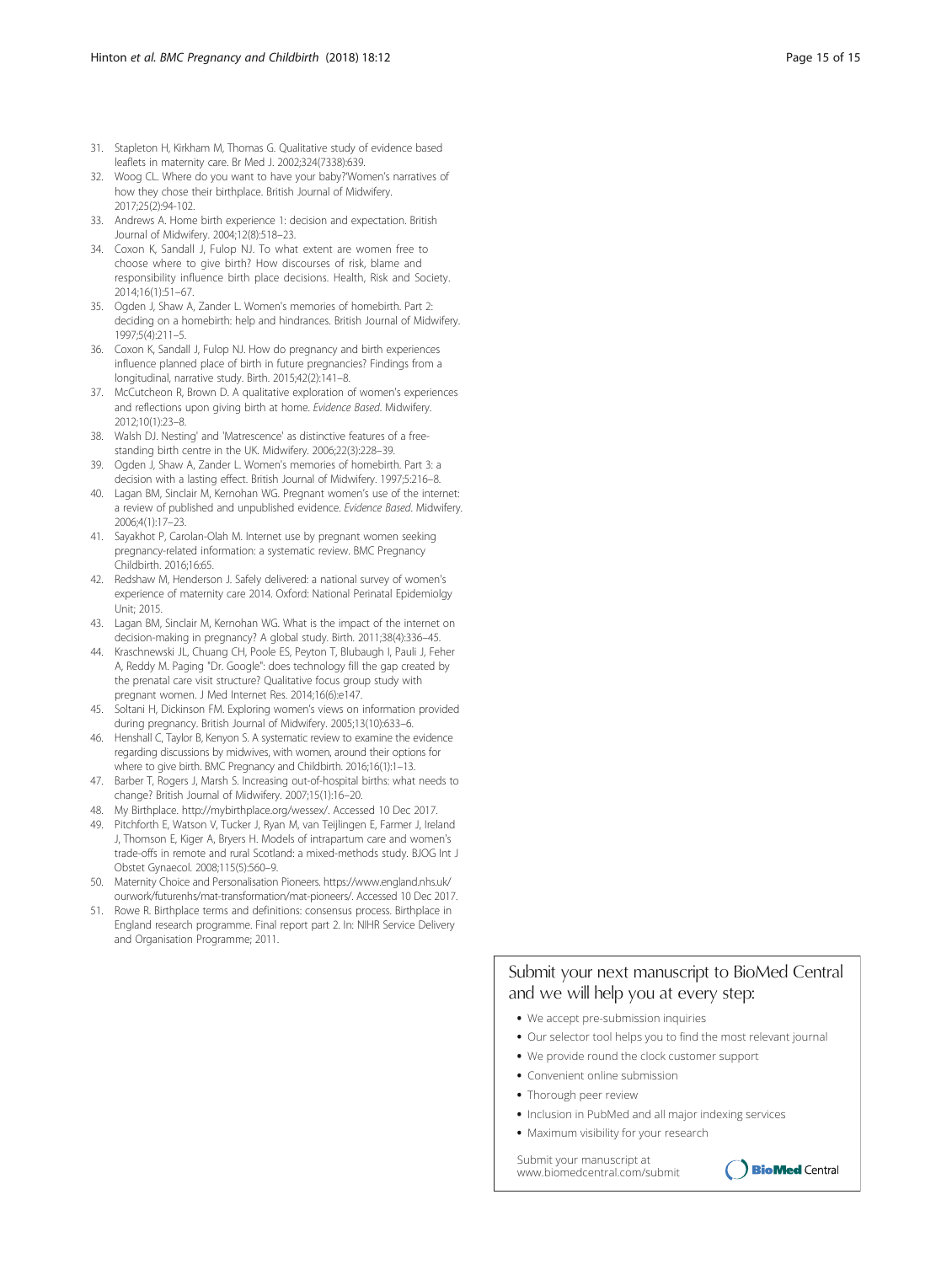31. Stapleton H, Kirkham M, Thomas G. Qualitative study of evidence based leaflets in maternity care. Br Med J. 2002;324(7338):639.
32. Woog CL. Where do you want to have your baby?'Women's narratives of how they chose their birthplace. British Journal of Midwifery. 2017;25(2):94-102.
33. Andrews A. Home birth experience 1: decision and expectation. British Journal of Midwifery. 2004;12(8):518–23.
34. Coxon K, Sandall J, Fulop NJ. To what extent are women free to choose where to give birth? How discourses of risk, blame and responsibility influence birth place decisions. Health, Risk and Society. 2014;16(1):51–67.
35. Ogden J, Shaw A, Zander L. Women's memories of homebirth. Part 2: deciding on a homebirth: help and hindrances. British Journal of Midwifery. 1997;5(4):211–5.
36. Coxon K, Sandall J, Fulop NJ. How do pregnancy and birth experiences influence planned place of birth in future pregnancies? Findings from a longitudinal, narrative study. Birth. 2015;42(2):141–8.
37. McCutcheon R, Brown D. A qualitative exploration of women's experiences and reflections upon giving birth at home. *Evidence Based*. Midwifery. 2012;10(1):23–8.
38. Walsh DJ. Nesting' and 'Matrescence' as distinctive features of a free-standing birth centre in the UK. Midwifery. 2006;22(3):228–39.
39. Ogden J, Shaw A, Zander L. Women's memories of homebirth. Part 3: a decision with a lasting effect. British Journal of Midwifery. 1997;5:216–8.
40. Lagan BM, Sinclair M, Kernohan WG. Pregnant women's use of the internet: a review of published and unpublished evidence. *Evidence Based*. Midwifery. 2006;4(1):17–23.
41. Sayakhot P, Carolan-Olah M. Internet use by pregnant women seeking pregnancy-related information: a systematic review. BMC Pregnancy Childbirth. 2016;16:65.
42. Redshaw M, Henderson J. Safely delivered: a national survey of women's experience of maternity care 2014. Oxford: National Perinatal Epidemiolgy Unit; 2015.
43. Lagan BM, Sinclair M, Kernohan WG. What is the impact of the internet on decision-making in pregnancy? A global study. Birth. 2011;38(4):336–45.
44. Kraschnewski JL, Chuang CH, Poole ES, Peyton T, Blubaugh I, Pauli J, Feher A, Reddy M. Paging "Dr. Google": does technology fill the gap created by the prenatal care visit structure? Qualitative focus group study with pregnant women. J Med Internet Res. 2014;16(6):e147.
45. Soltani H, Dickinson FM. Exploring women's views on information provided during pregnancy. British Journal of Midwifery. 2005;13(10):633–6.
46. Henshall C, Taylor B, Kenyon S. A systematic review to examine the evidence regarding discussions by midwives, with women, around their options for where to give birth. BMC Pregnancy and Childbirth. 2016;16(1):1–13.
47. Barber T, Rogers J, Marsh S. Increasing out-of-hospital births: what needs to change? British Journal of Midwifery. 2007;15(1):16–20.
48. My Birthplace. http://mybirthplace.org/wessex/. Accessed 10 Dec 2017.
49. Pitchforth E, Watson V, Tucker J, Ryan M, van Teijlingen E, Farmer J, Ireland J, Thomson E, Kiger A, Bryers H. Models of intrapartum care and women's trade-offs in remote and rural Scotland: a mixed-methods study. BJOG Int J Obstet Gynaecol. 2008;115(5):560–9.
50. Maternity Choice and Personalisation Pioneers. https://www.england.nhs.uk/ourwork/futurenhs/mat-transformation/mat-pioneers/. Accessed 10 Dec 2017.
51. Rowe R. Birthplace terms and definitions: consensus process. Birthplace in England research programme. Final report part 2. In: NIHR Service Delivery and Organisation Programme; 2011.

Submit your next manuscript to BioMed Central and we will help you at every step:

- We accept pre-submission inquiries
- Our selector tool helps you to find the most relevant journal
- We provide round the clock customer support
- Convenient online submission
- Thorough peer review
- Inclusion in PubMed and all major indexing services
- Maximum visibility for your research

Submit your manuscript at www.biomedcentral.com/submit

BioMed Central